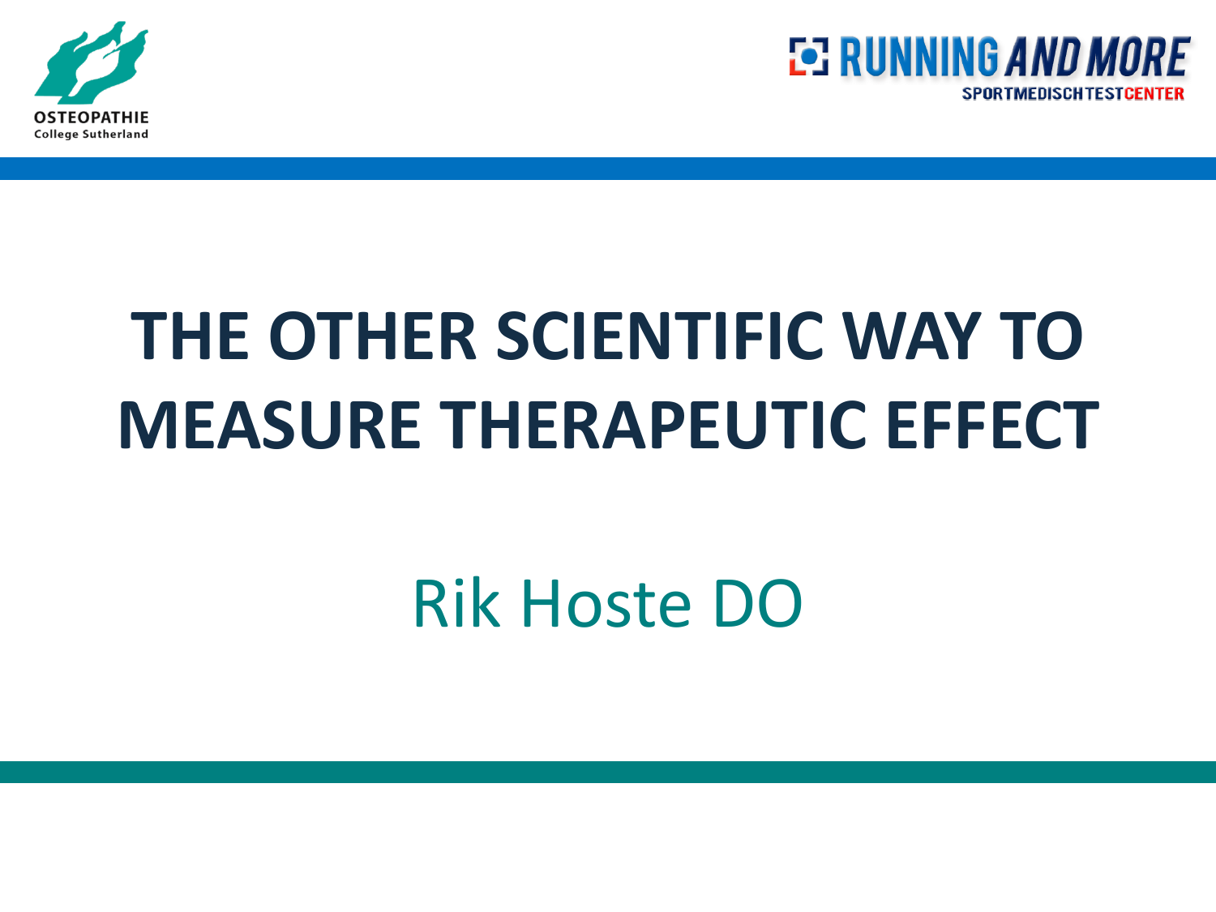OSTEOPATHIE
College Sutherland

RUNNING AND MORE
SPORTMEDISCHTESTCENTER

# THE OTHER SCIENTIFIC WAY TO MEASURE THERAPEUTIC EFFECT

Rik Hoste DO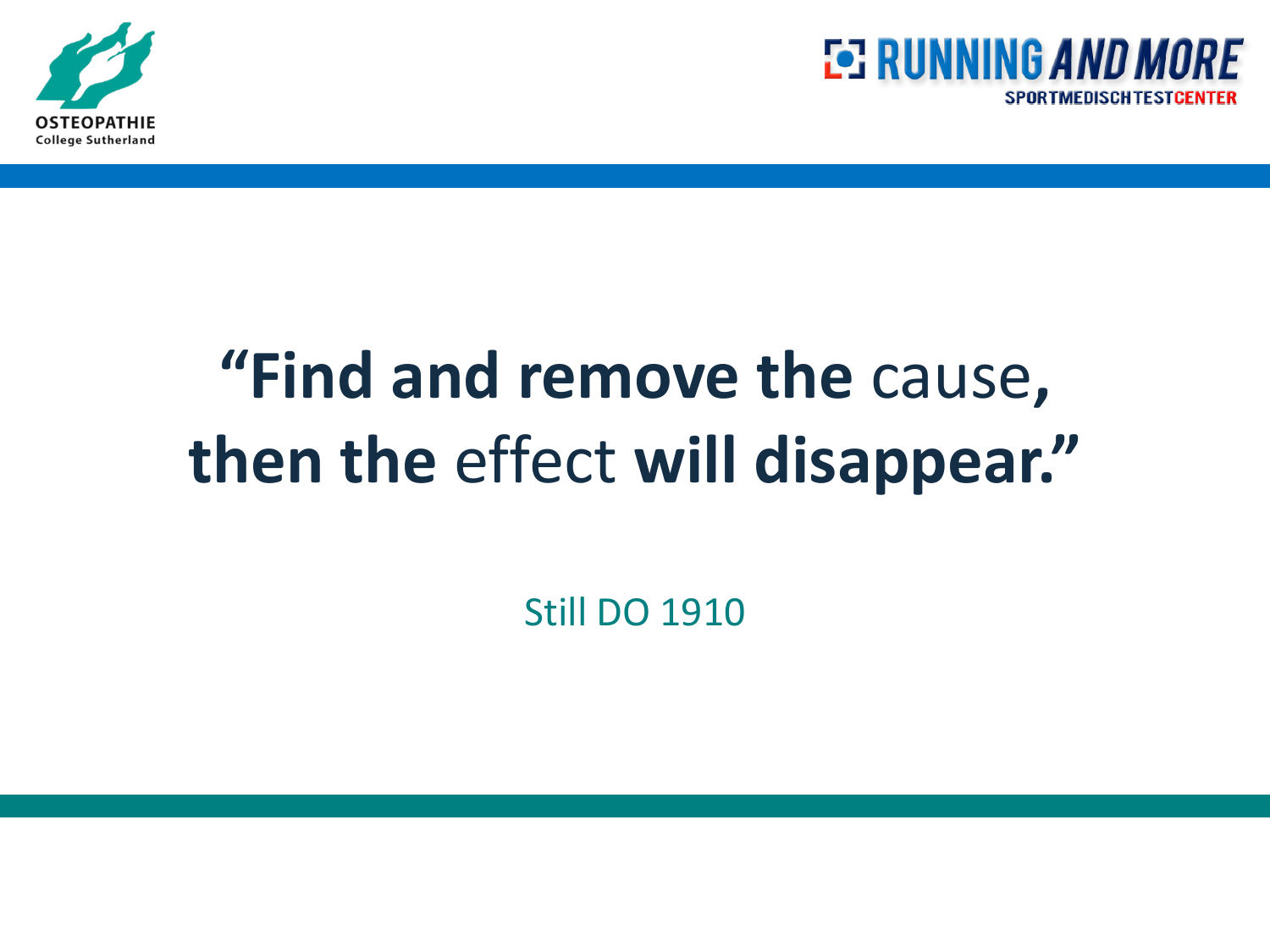**"Find and remove the** cause**,**
**then the** effect **will disappear."**

Still DO 1910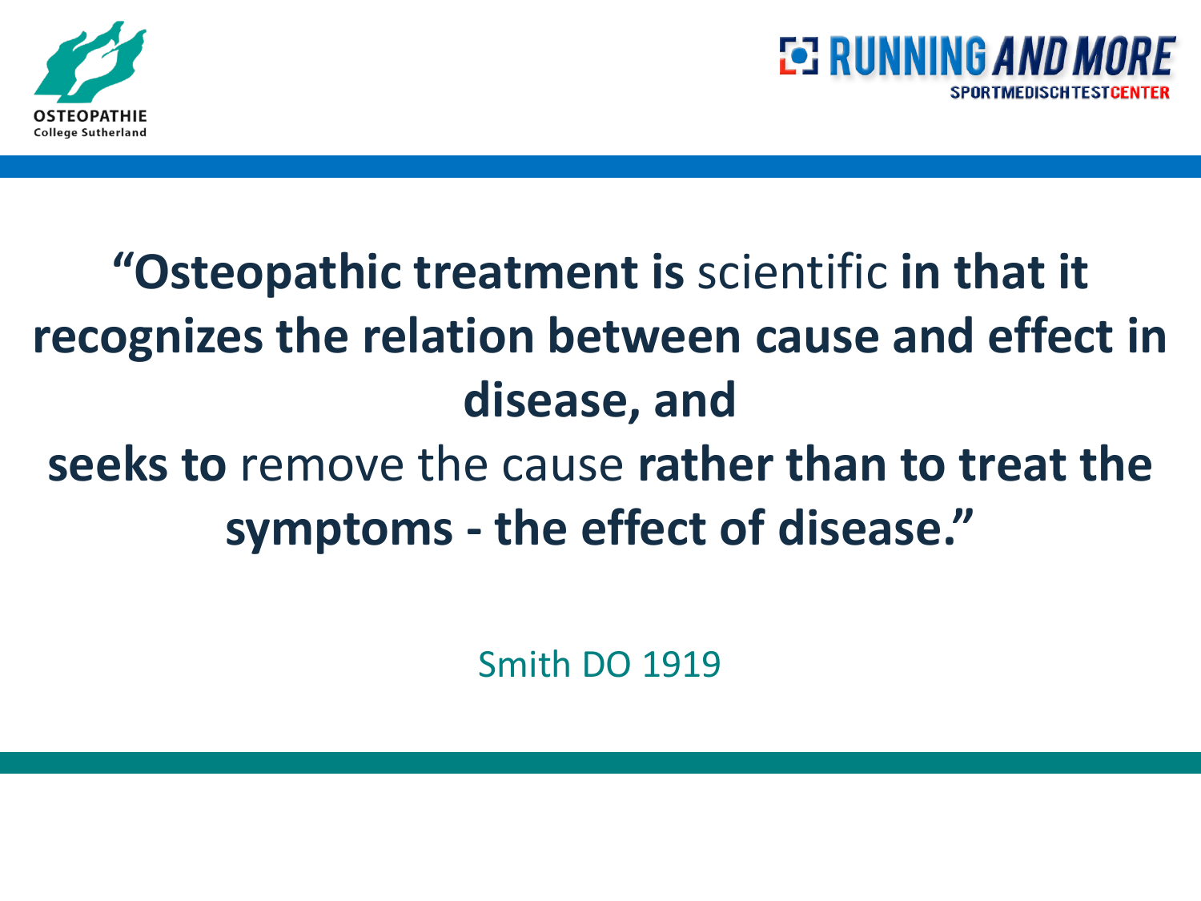**“Osteopathic treatment is** scientific **in that it recognizes the relation between cause and effect in disease, and**
**seeks to** remove the cause **rather than to treat the symptoms - the effect of disease.”**

Smith DO 1919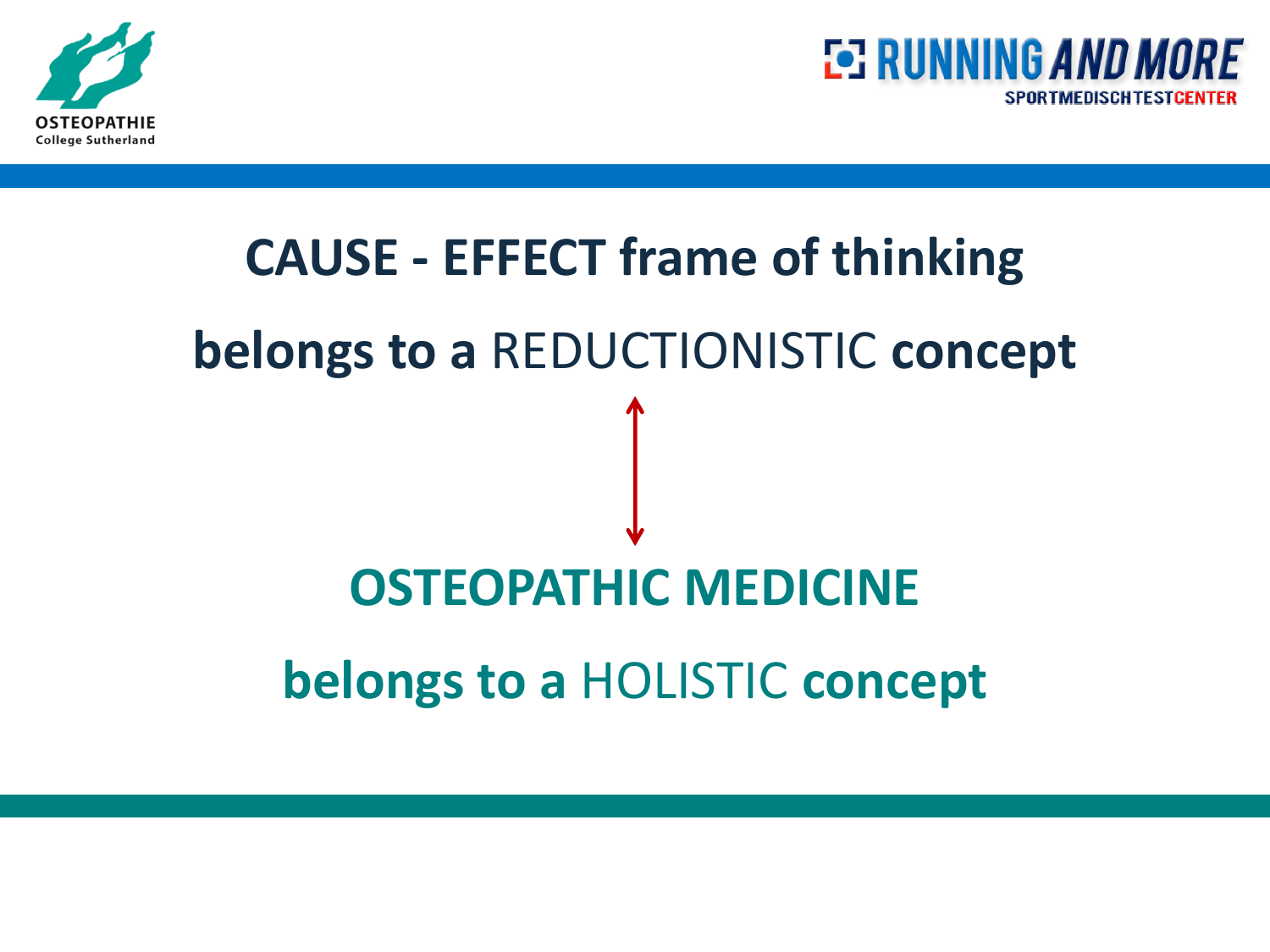**CAUSE - EFFECT frame of thinking**

**belongs to a** REDUCTIONISTIC **concept**

↕

**OSTEOPATHIC MEDICINE**

**belongs to a** HOLISTIC **concept**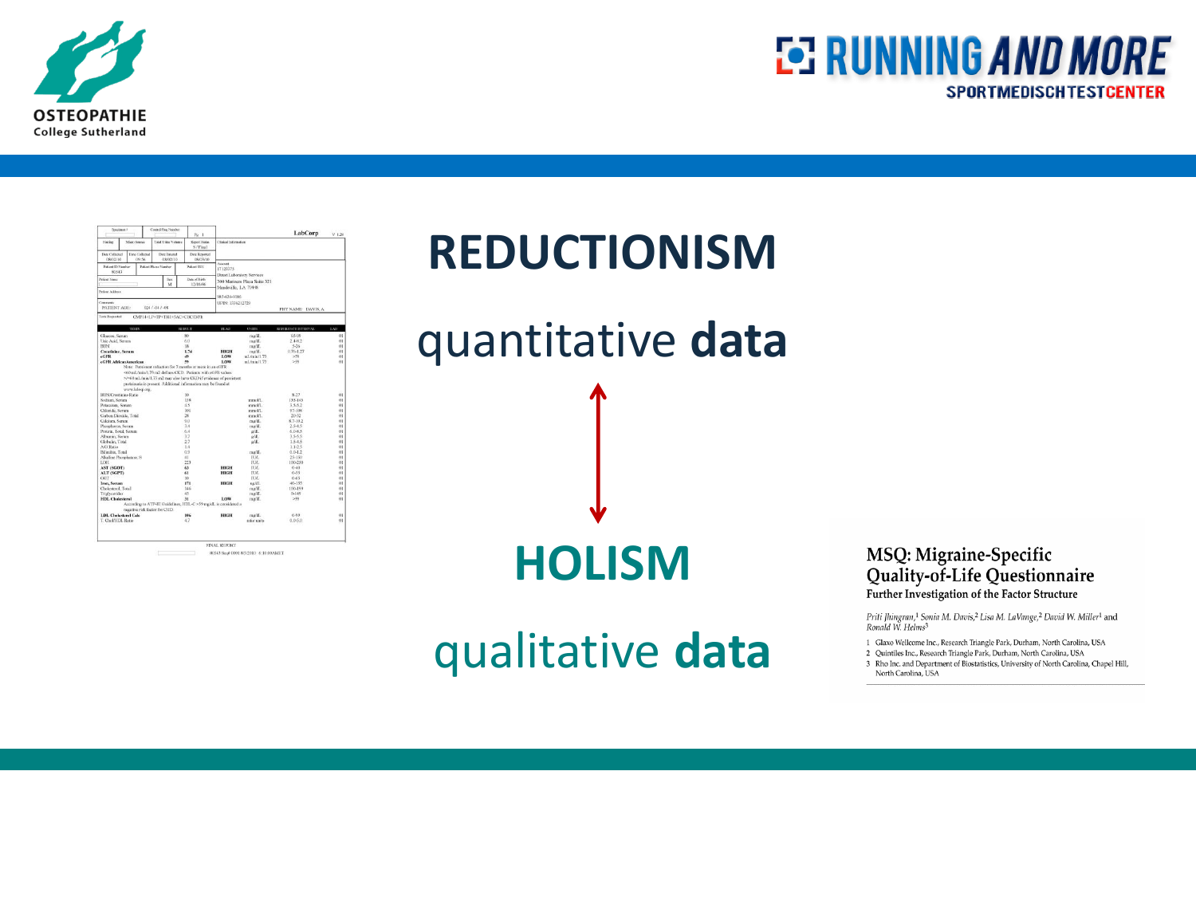# REDUCTIONISM

quantitative **data**

# HOLISM

qualitative **data**

**MSQ: Migraine-Specific Quality-of-Life Questionnaire**

**Further Investigation of the Factor Structure**

*Priti Jhingran,[1] Sonia M. Davis,[2] Lisa M. LaVange,[2] David W. Miller[1] and Ronald W. Helms[3]*

1. Glaxo Wellcome Inc., Research Triangle Park, Durham, North Carolina, USA
2. Quintiles Inc., Research Triangle Park, Durham, North Carolina, USA
3. Rho Inc. and Department of Biostatistics, University of North Carolina, Chapel Hill, North Carolina, USA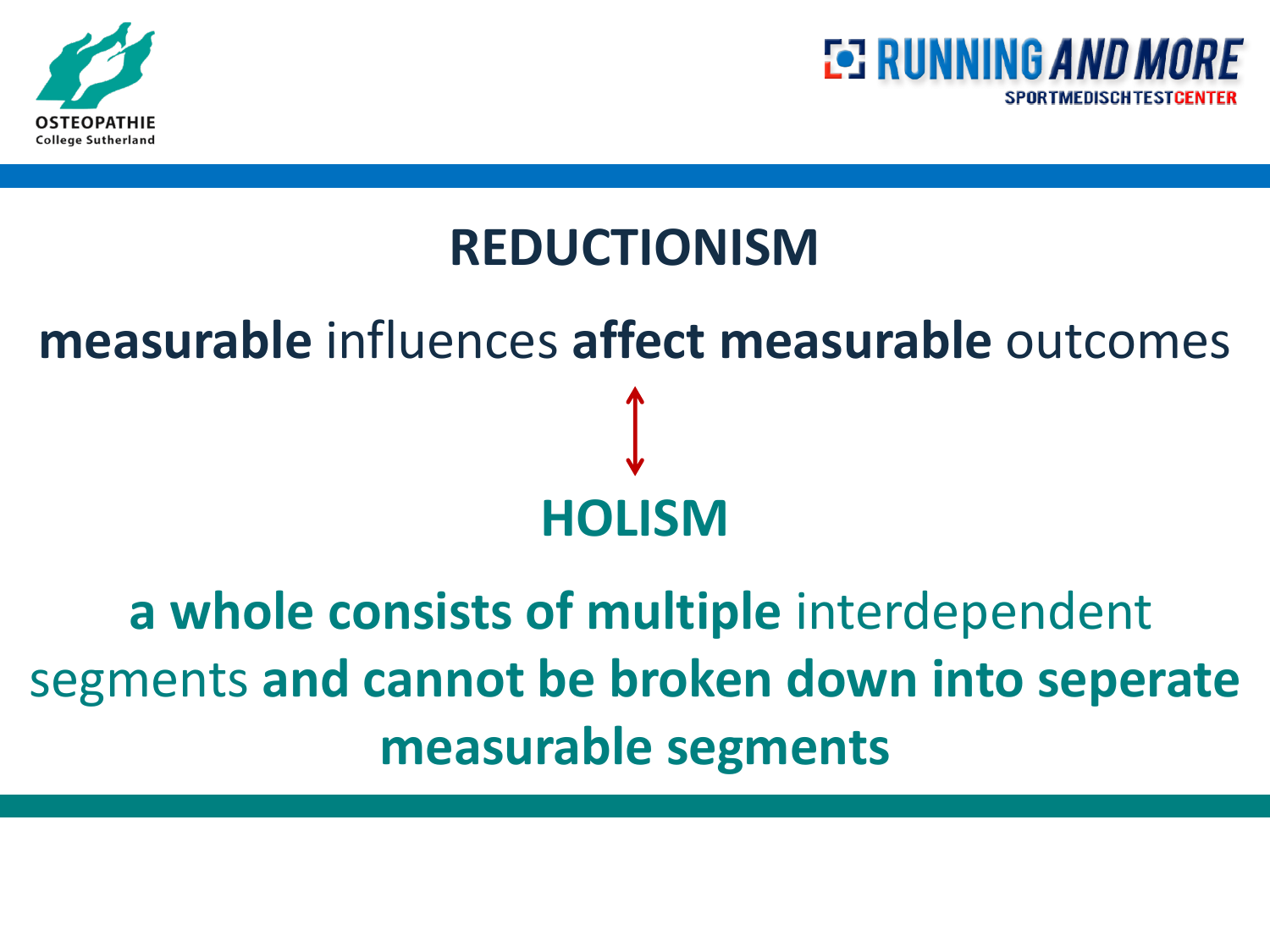# REDUCTIONISM

**measurable** influences **affect measurable** outcomes

↕

# HOLISM

**a whole consists of multiple** interdependent segments **and cannot be broken down into seperate measurable segments**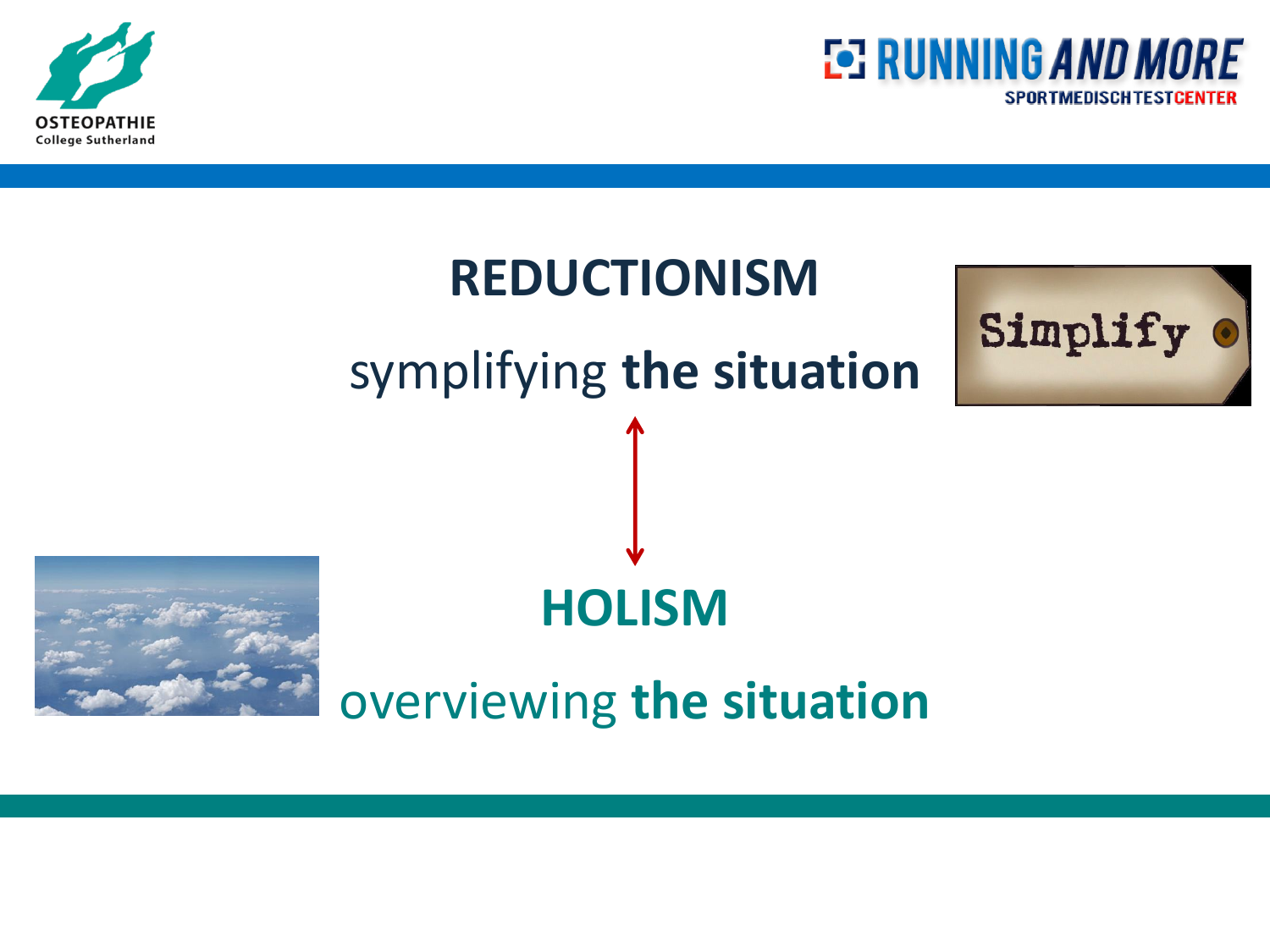# REDUCTIONISM

symplifying **the situation**

↕

# HOLISM

overviewing **the situation**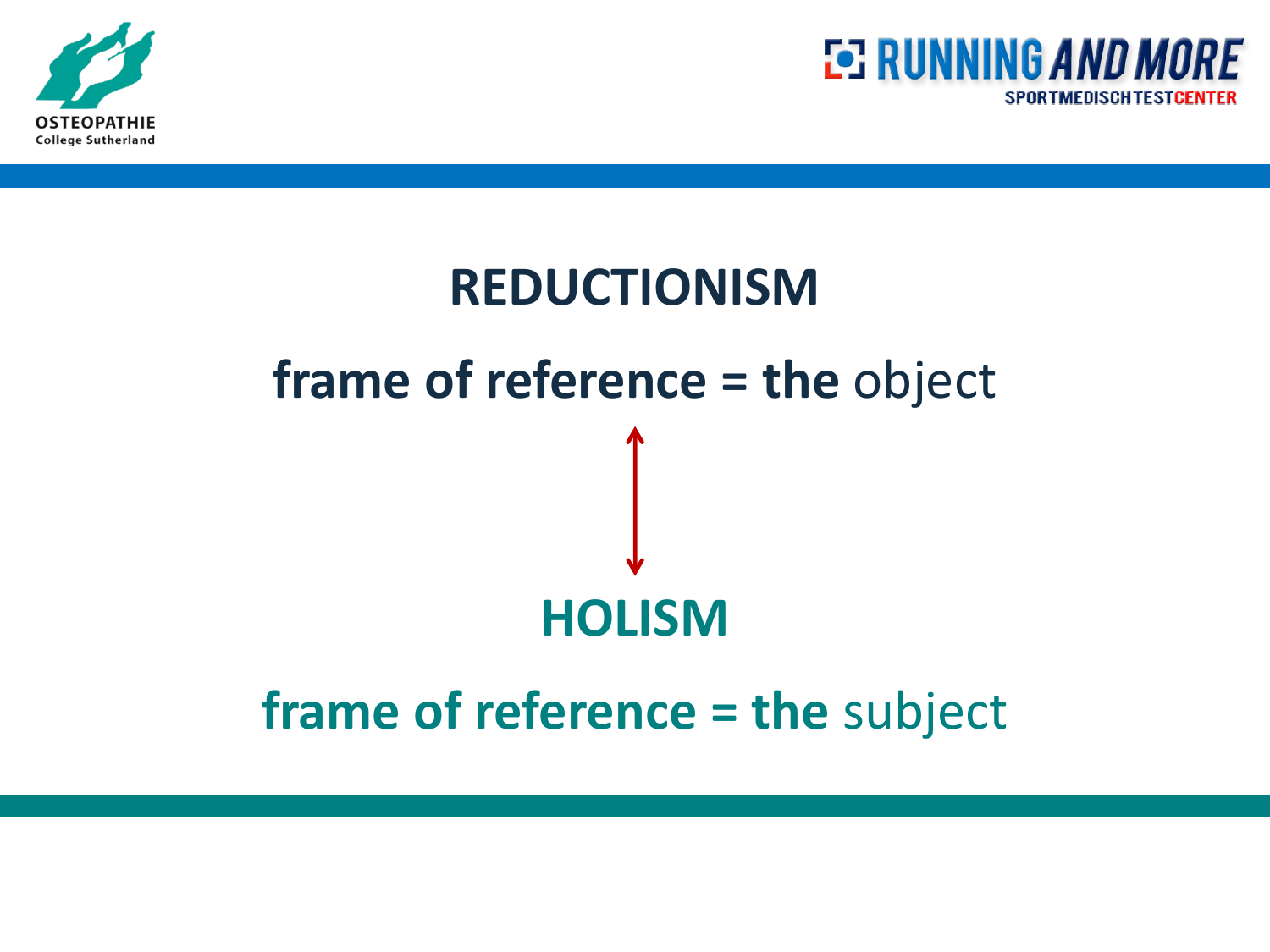## REDUCTIONISM

**frame of reference = the** object

↕

## HOLISM

**frame of reference = the** subject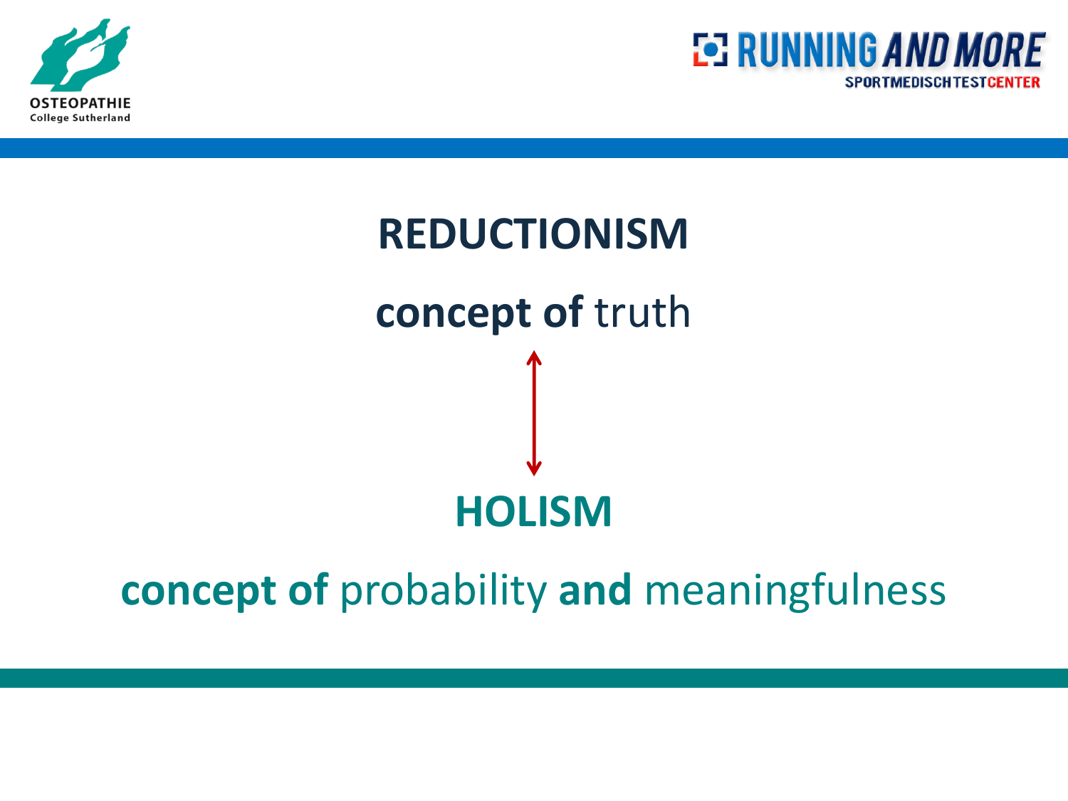# REDUCTIONISM

**concept of** truth

↕

# HOLISM

**concept of** probability **and** meaningfulness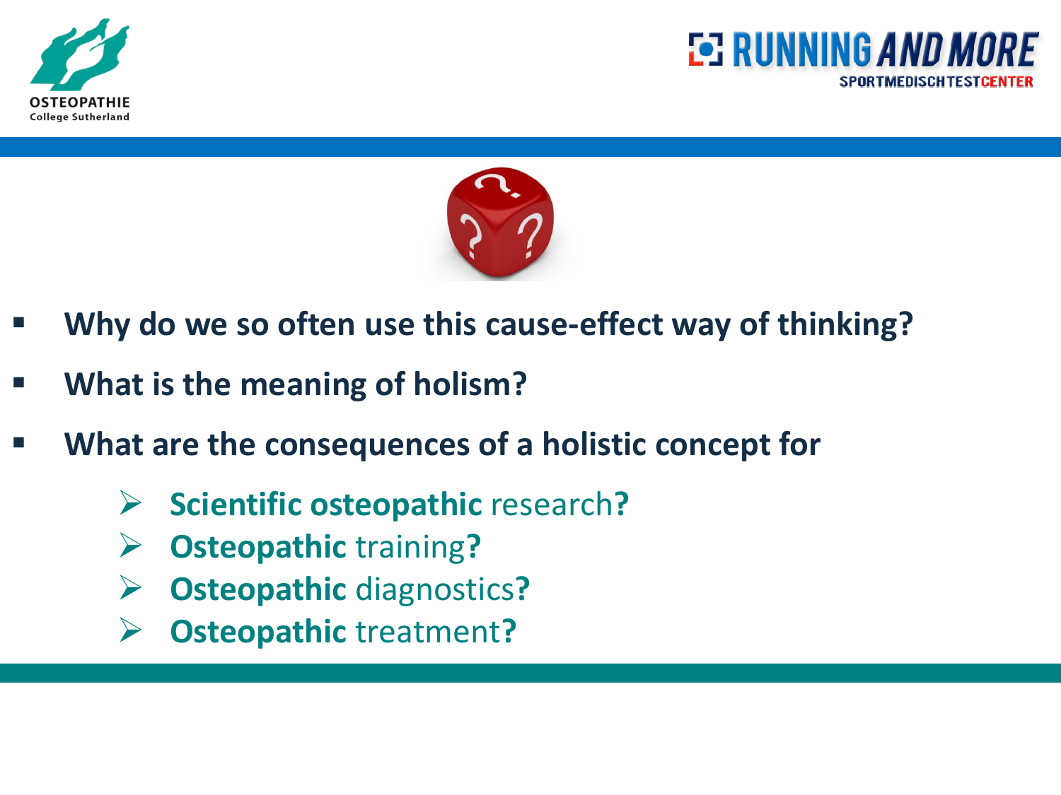- **Why do we so often use this cause-effect way of thinking?**
- **What is the meaning of holism?**
- **What are the consequences of a holistic concept for**
  - **Scientific osteopathic** research**?**
  - **Osteopathic** training**?**
  - **Osteopathic** diagnostics**?**
  - **Osteopathic** treatment**?**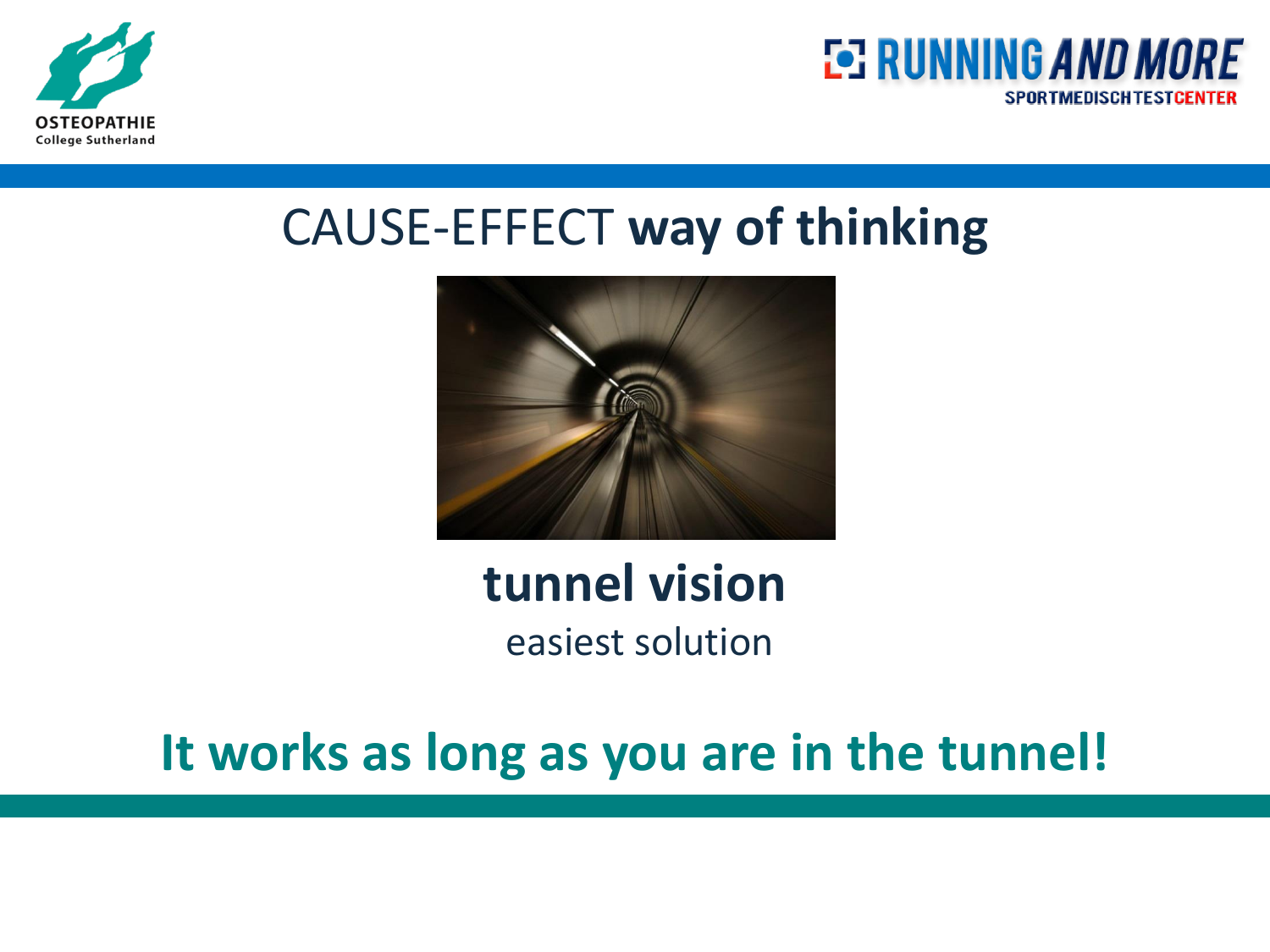# CAUSE-EFFECT **way of thinking**

**tunnel vision**

easiest solution

**It works as long as you are in the tunnel!**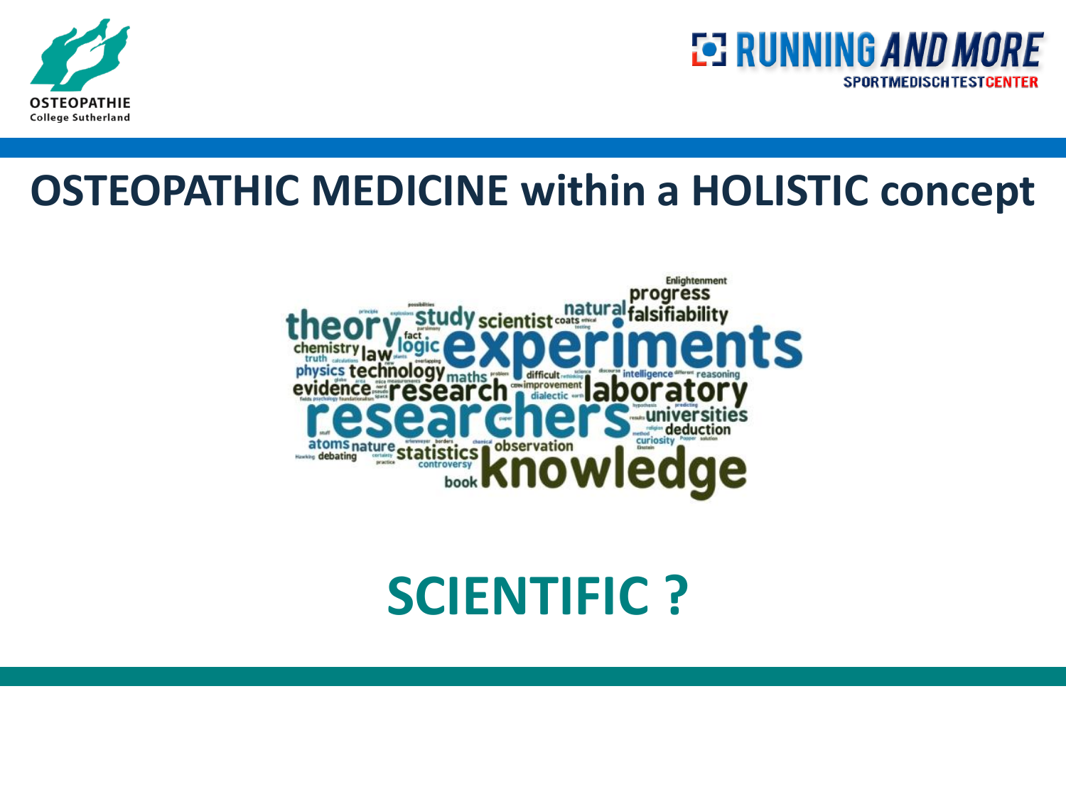# OSTEOPATHIC MEDICINE within a HOLISTIC concept

## SCIENTIFIC ?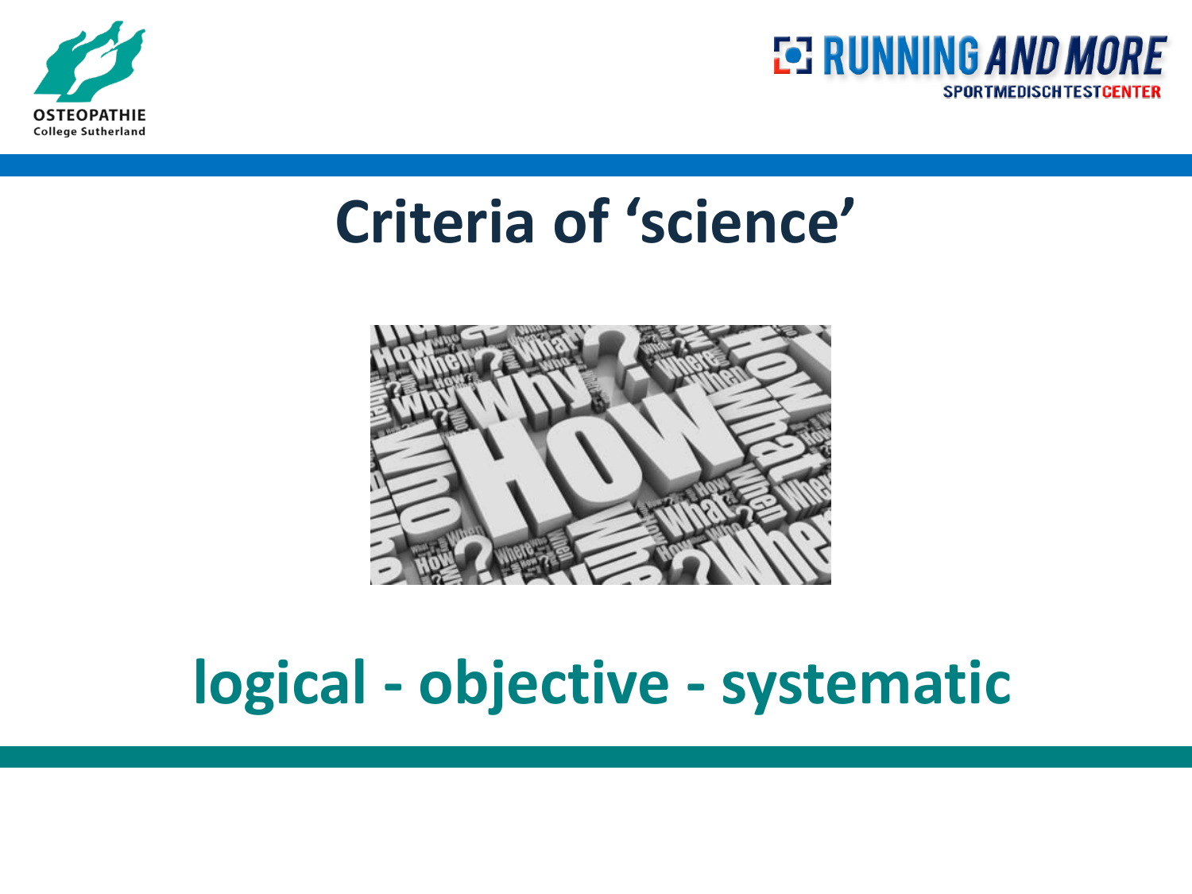# Criteria of 'science'

**logical - objective - systematic**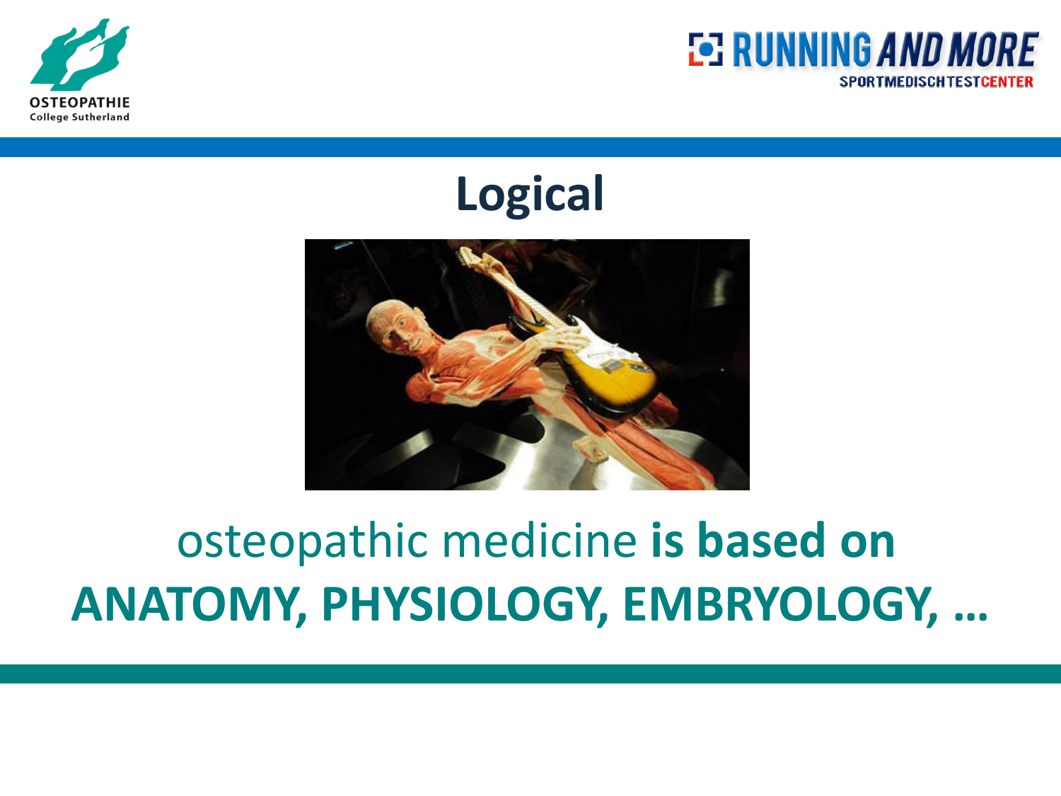# Logical

osteopathic medicine **is based on ANATOMY, PHYSIOLOGY, EMBRYOLOGY, …**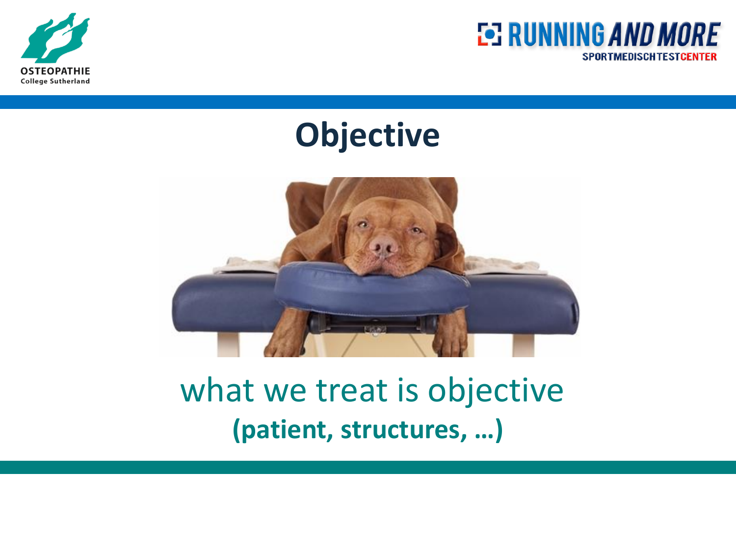# Objective

what we treat is objective

**(patient, structures, …)**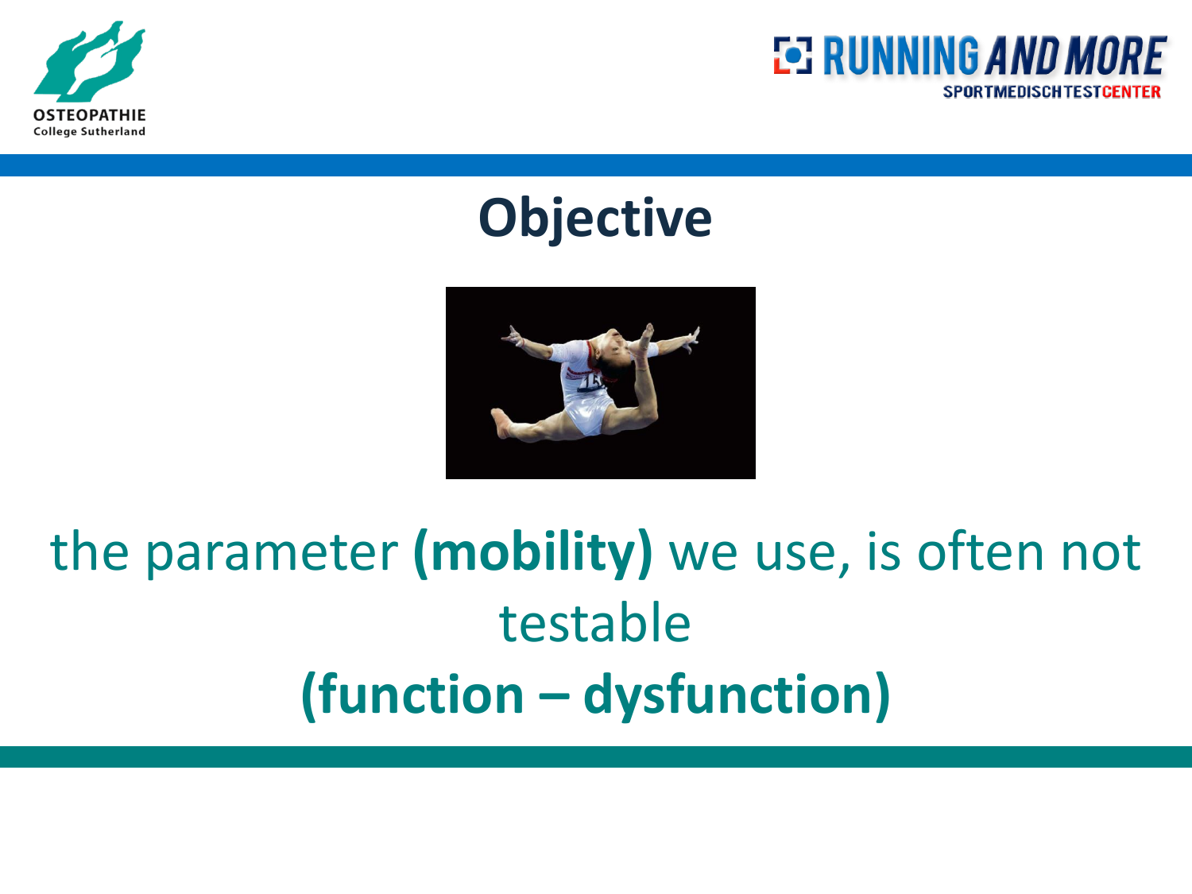# Objective

the parameter **(mobility)** we use, is often not testable

**(function – dysfunction)**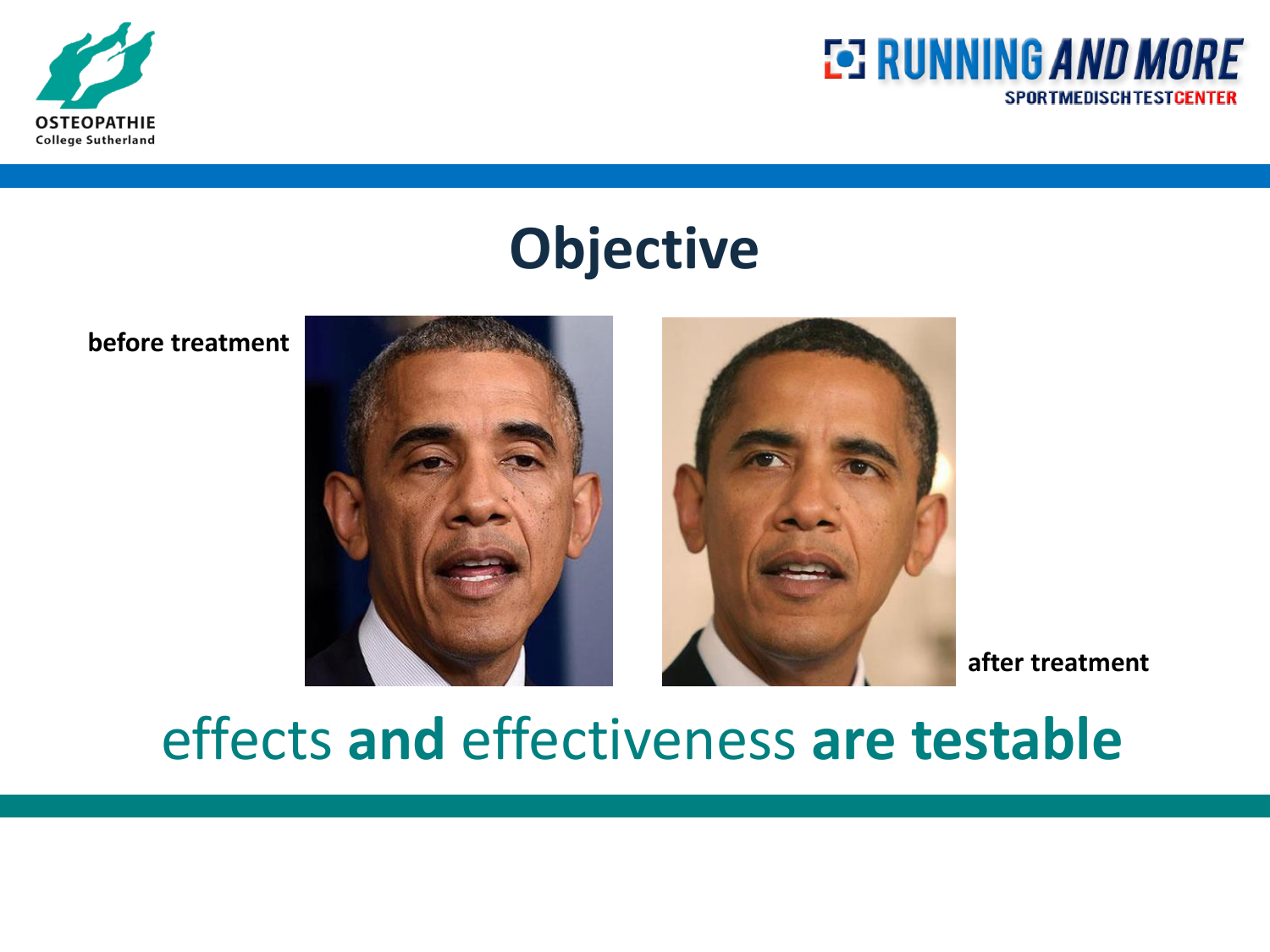# Objective

**before treatment**

**after treatment**

effects **and** effectiveness **are testable**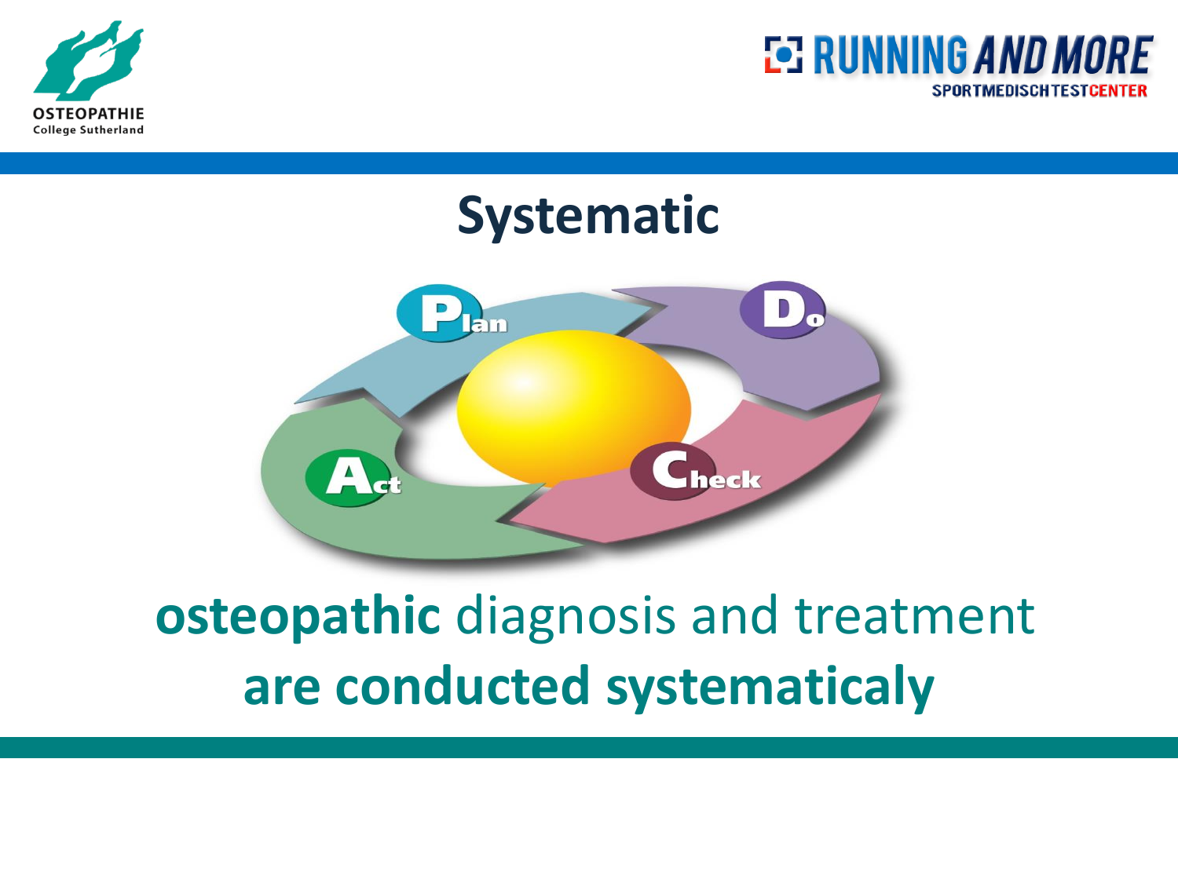# Systematic

Plan

Do

Check

Act

**osteopathic** diagnosis and treatment **are conducted systematicaly**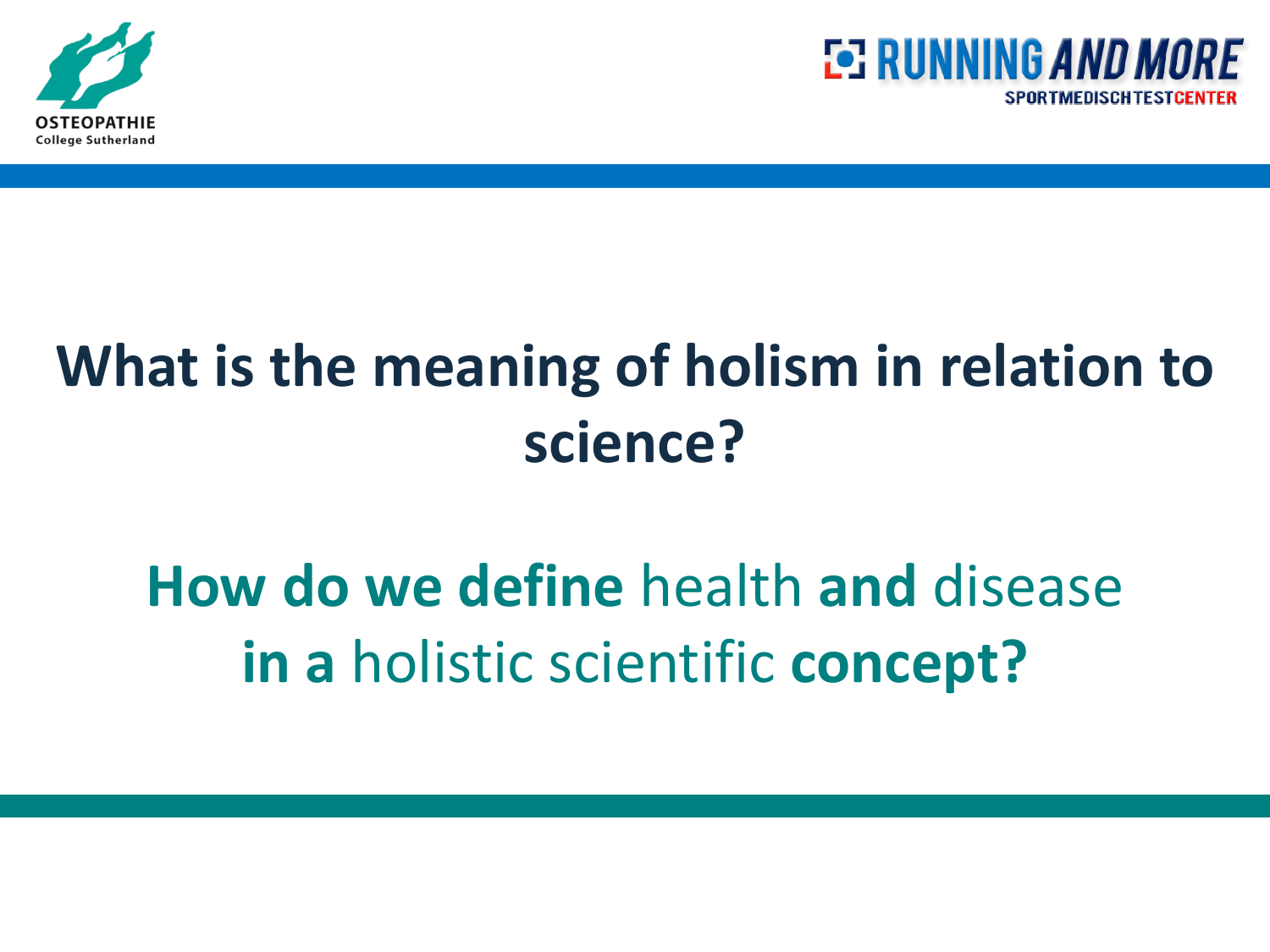# What is the meaning of holism in relation to science?

**How do we define** health **and** disease **in a** holistic scientific **concept?**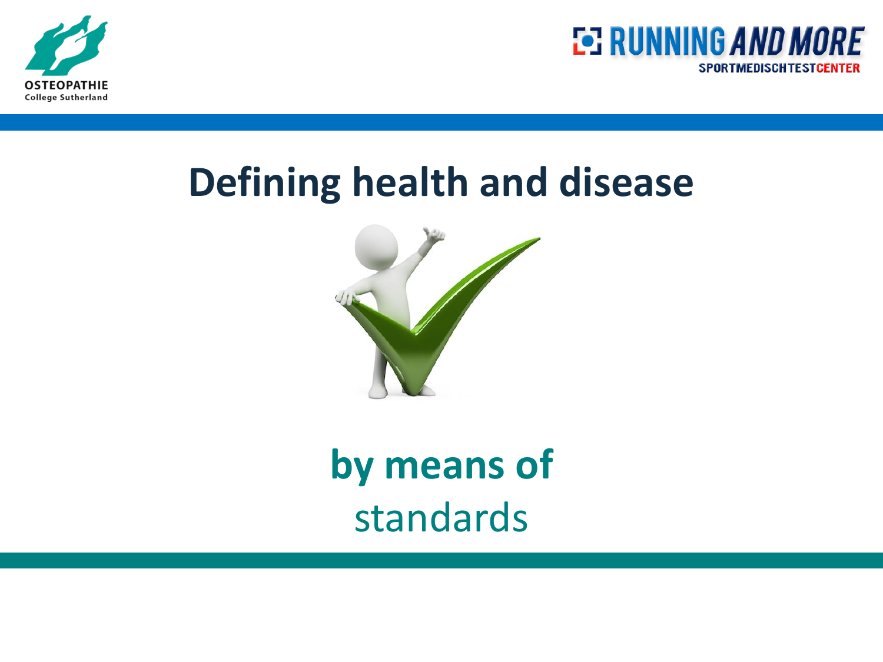# Defining health and disease

**by means of**

standards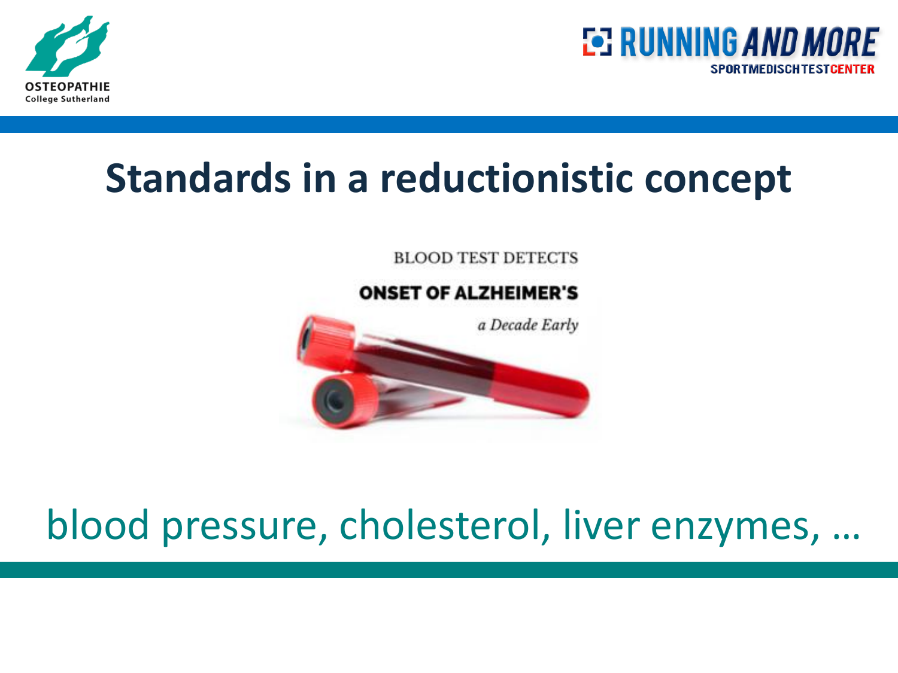# Standards in a reductionistic concept

BLOOD TEST DETECTS

**ONSET OF ALZHEIMER'S**

*a Decade Early*

blood pressure, cholesterol, liver enzymes, …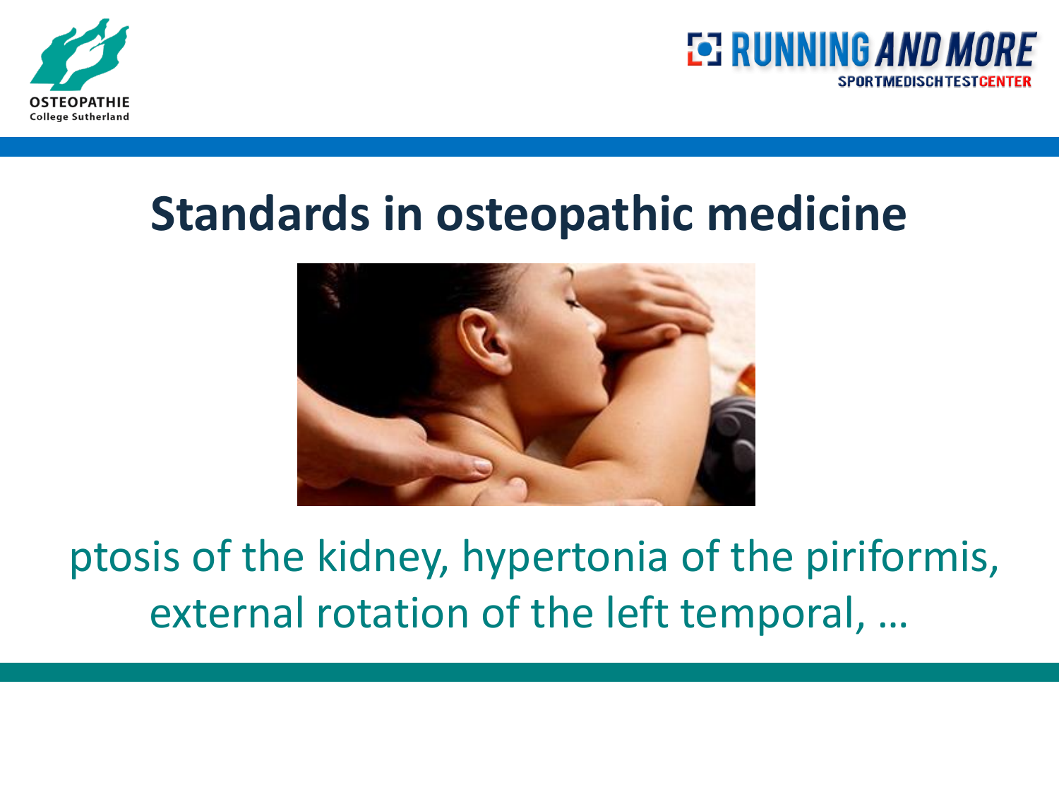# Standards in osteopathic medicine

ptosis of the kidney, hypertonia of the piriformis, external rotation of the left temporal, …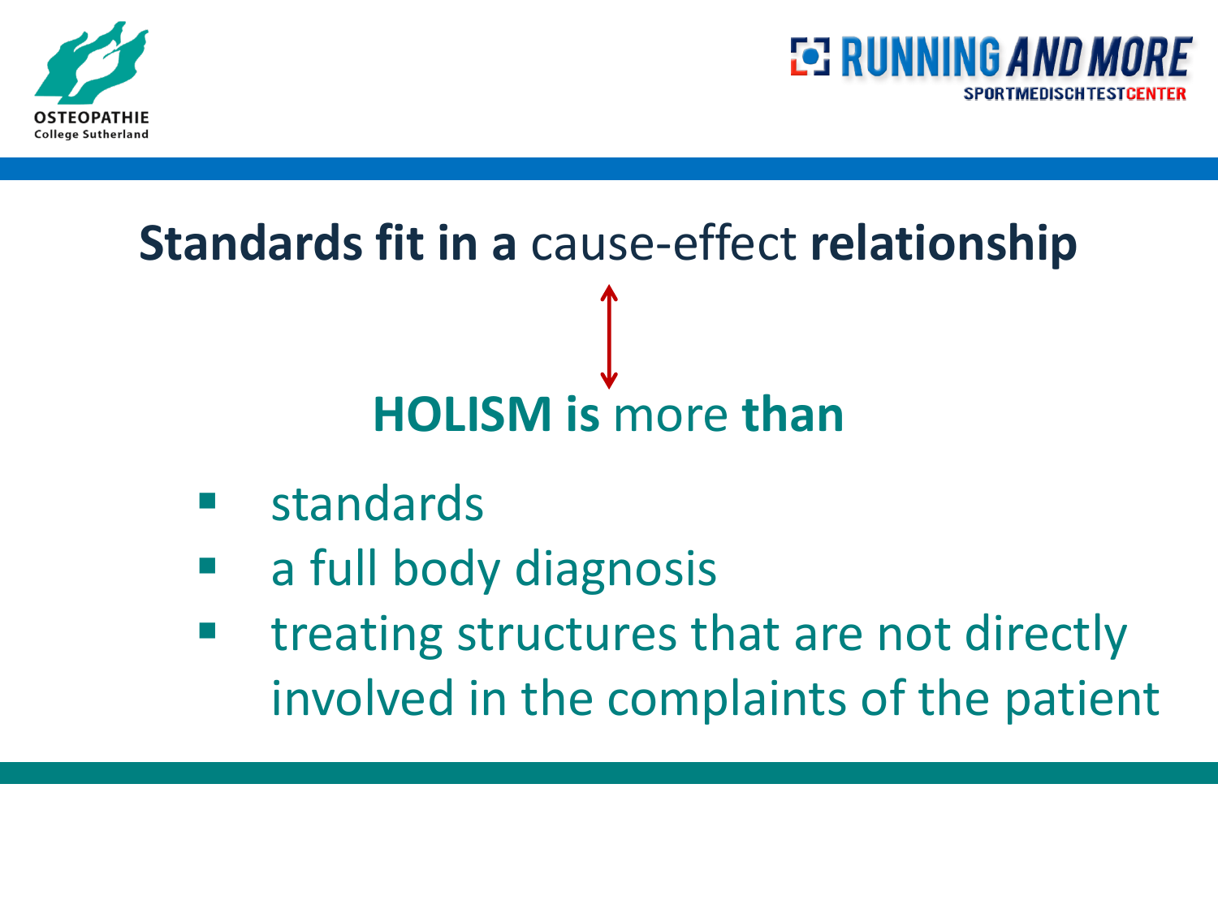## **Standards fit in a** cause-effect **relationship**

↕

## **HOLISM is** more **than**

- standards
- a full body diagnosis
- treating structures that are not directly involved in the complaints of the patient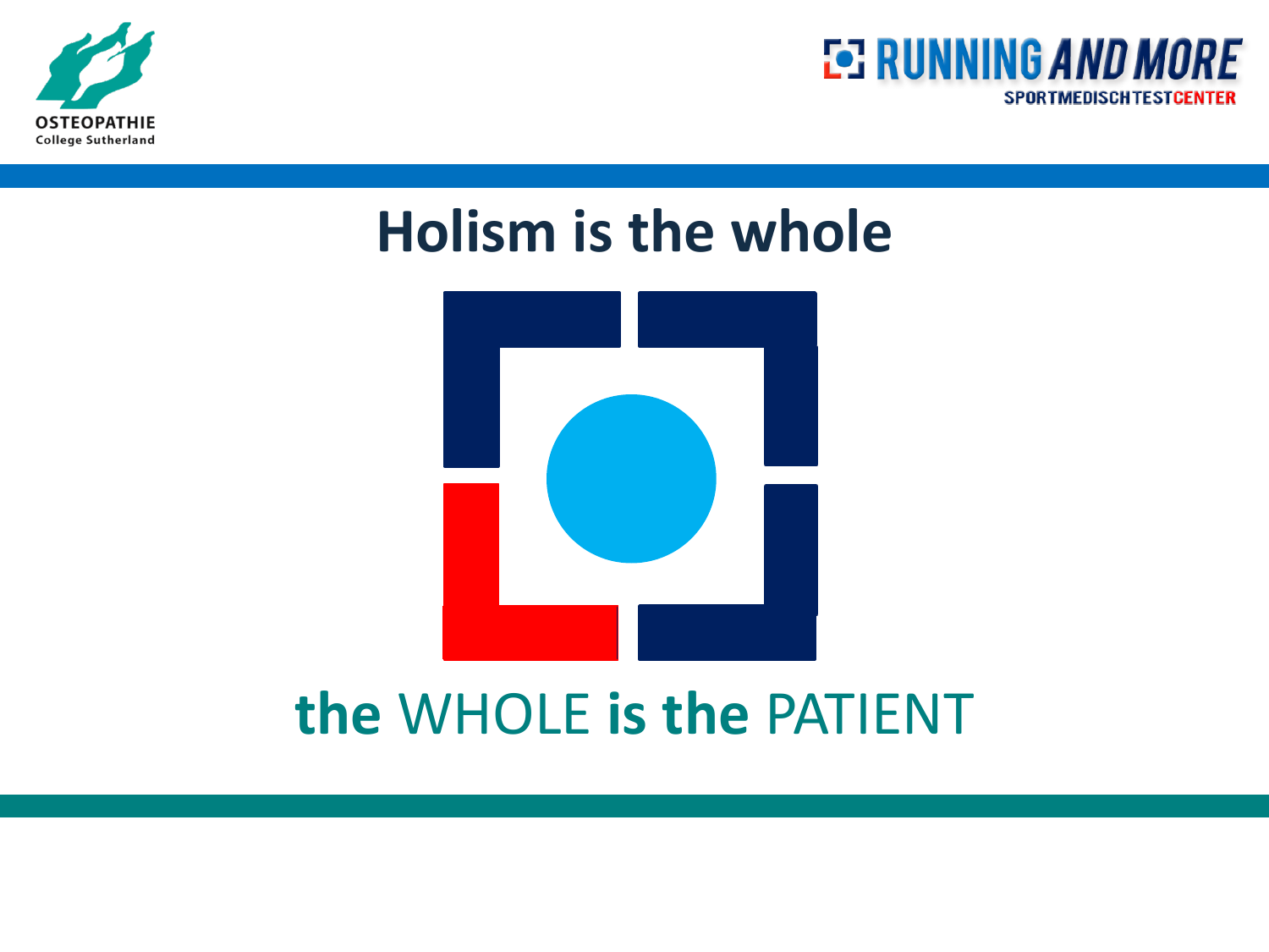# Holism is the whole

**the** WHOLE **is the** PATIENT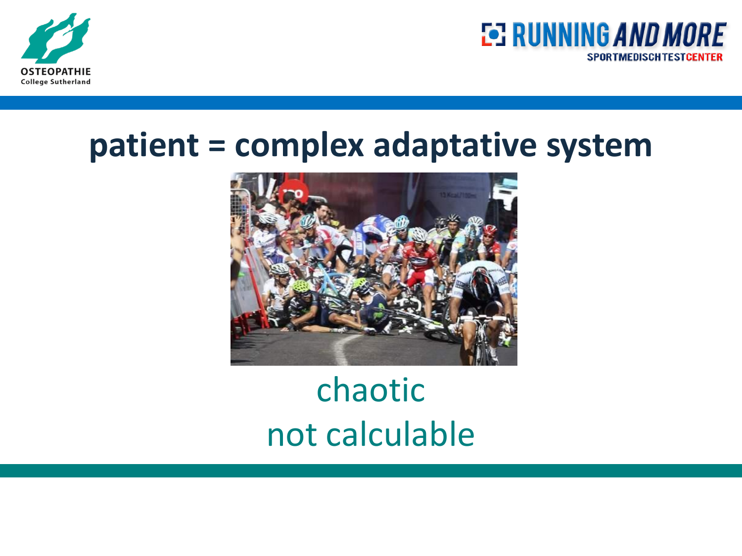# patient = complex adaptative system

chaotic

not calculable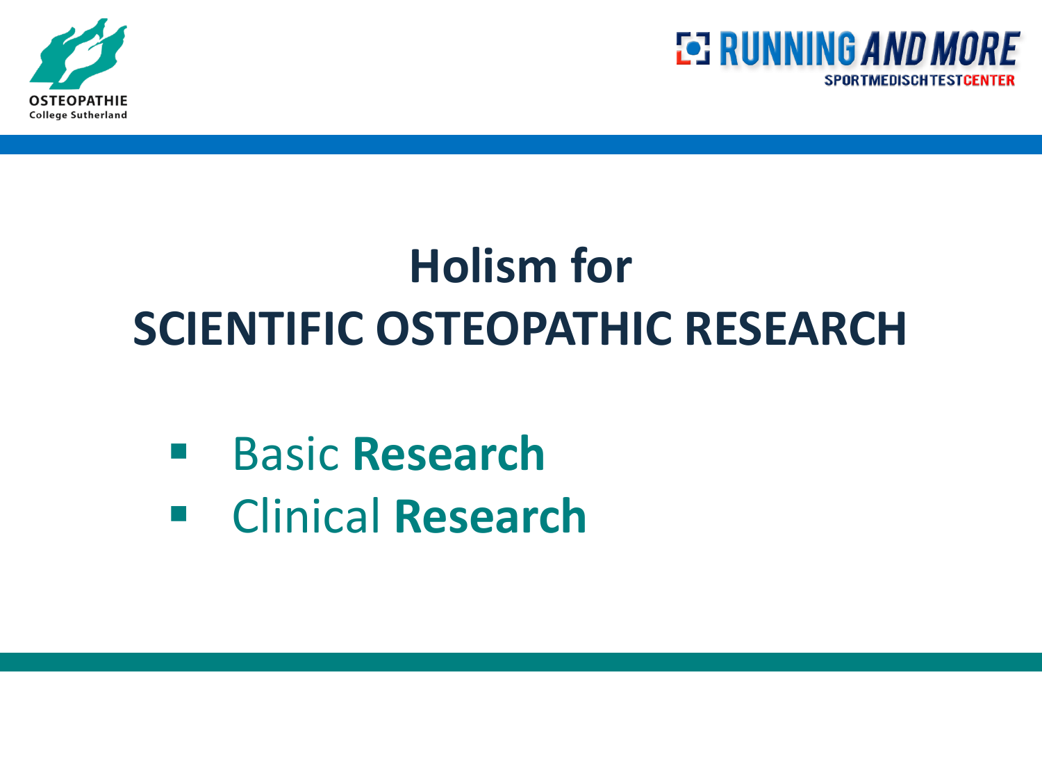# Holism for SCIENTIFIC OSTEOPATHIC RESEARCH

- Basic **Research**
- Clinical **Research**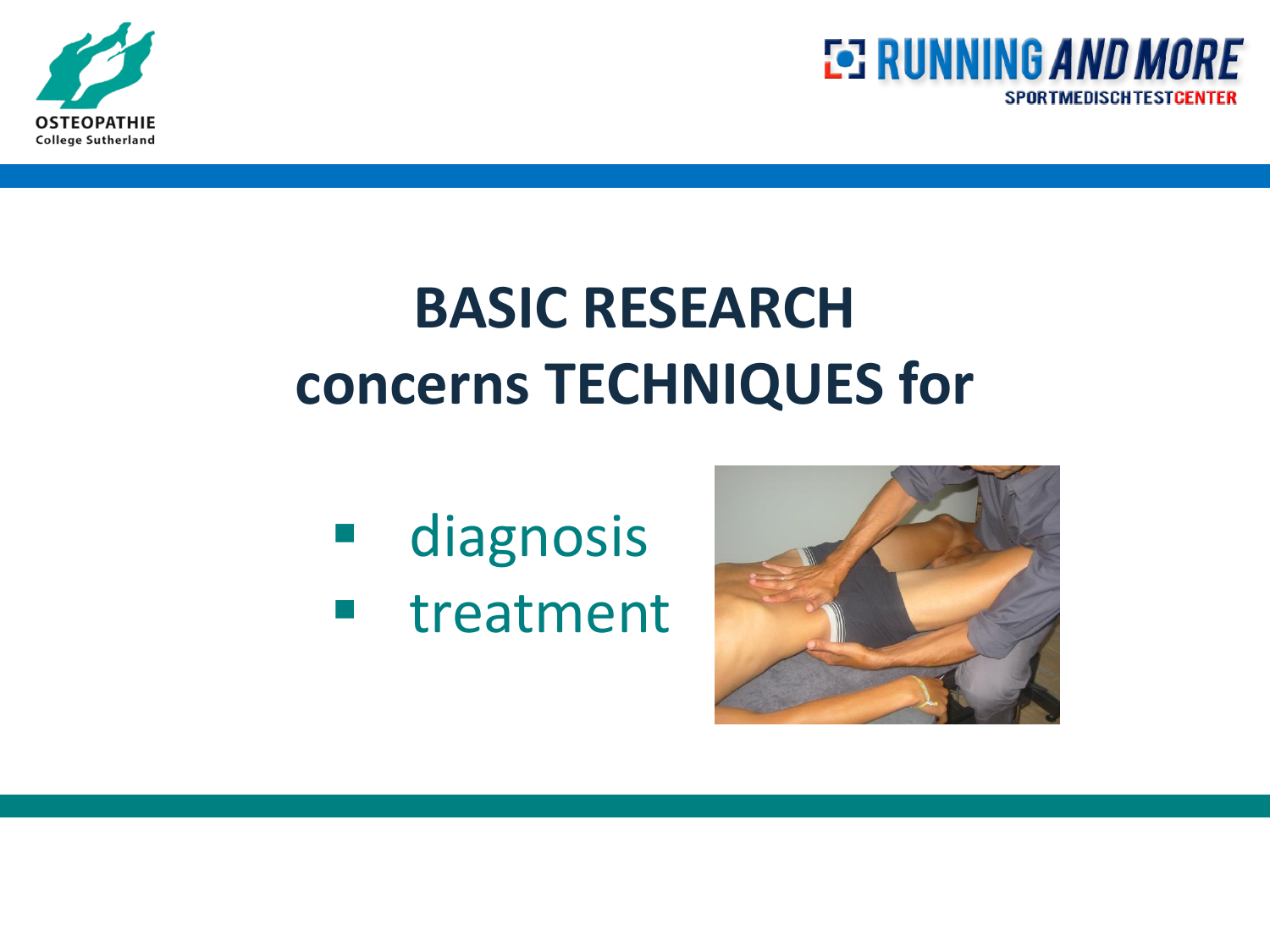# BASIC RESEARCH concerns TECHNIQUES for

- diagnosis
- treatment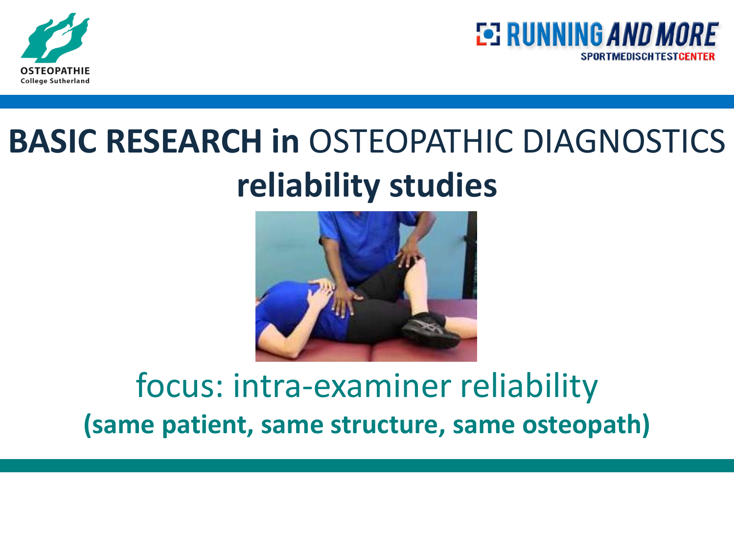# **BASIC RESEARCH in** OSTEOPATHIC DIAGNOSTICS

## **reliability studies**

focus: intra-examiner reliability

**(same patient, same structure, same osteopath)**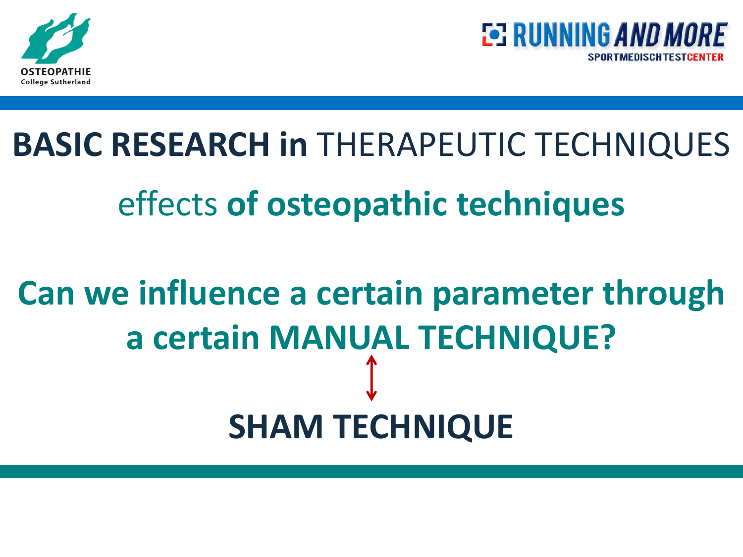# **BASIC RESEARCH in** THERAPEUTIC TECHNIQUES

## effects **of osteopathic techniques**

**Can we influence a certain parameter through a certain MANUAL TECHNIQUE?**

↕

**SHAM TECHNIQUE**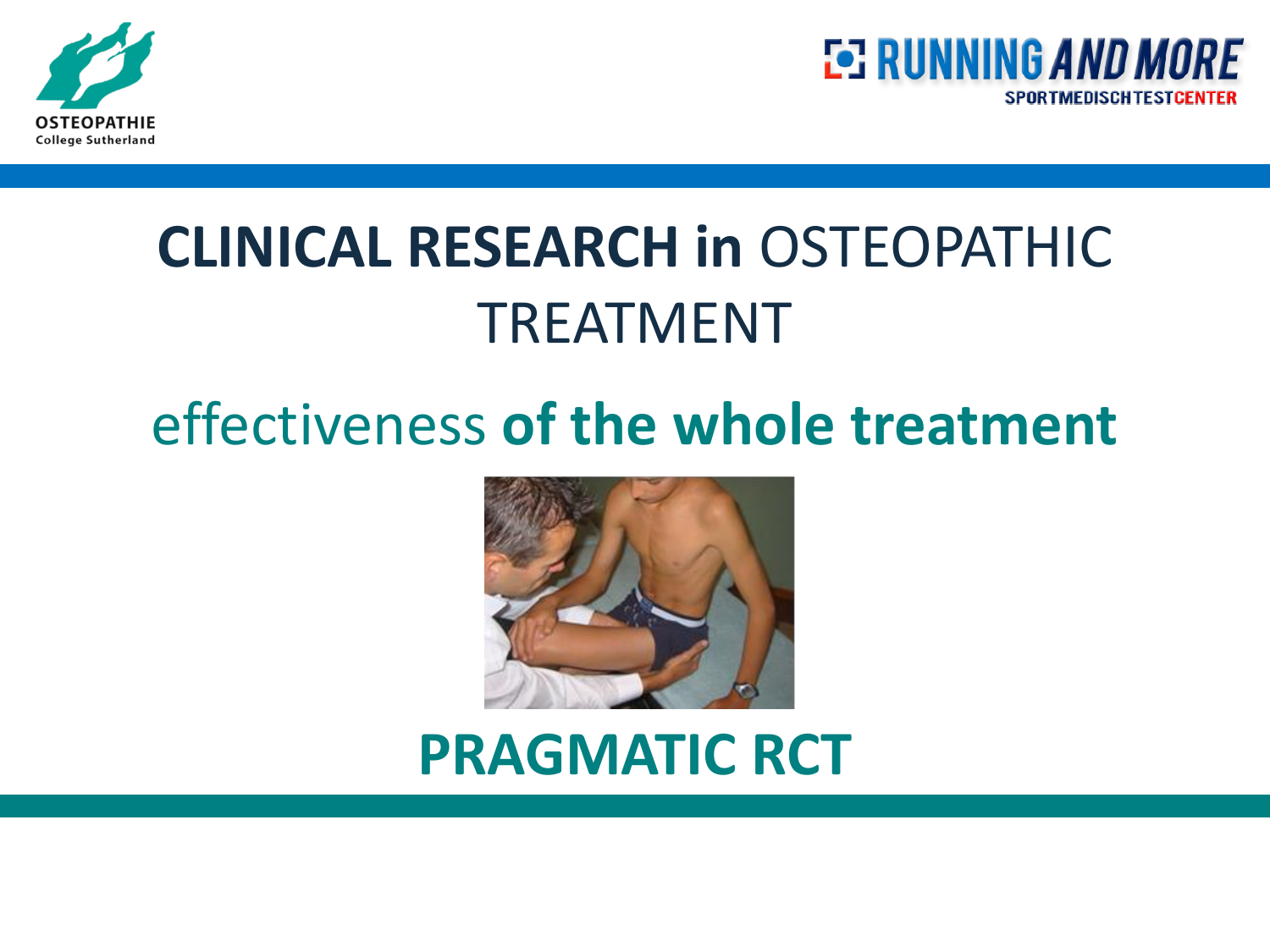# **CLINICAL RESEARCH in** OSTEOPATHIC TREATMENT

## effectiveness **of the whole treatment**

## **PRAGMATIC RCT**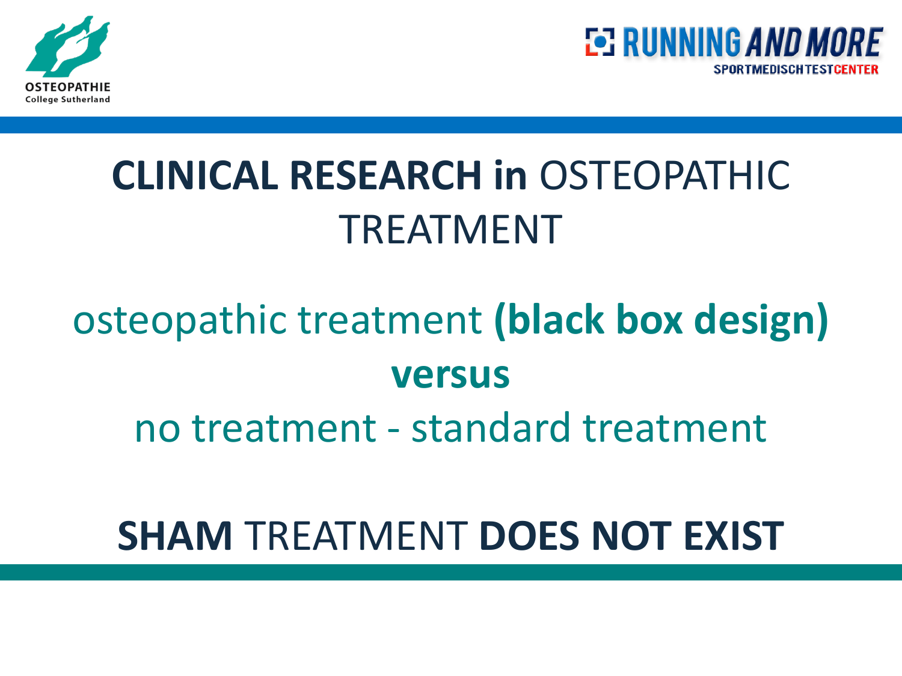# **CLINICAL RESEARCH in** OSTEOPATHIC TREATMENT

osteopathic treatment **(black box design)**

**versus**

no treatment - standard treatment

**SHAM** TREATMENT **DOES NOT EXIST**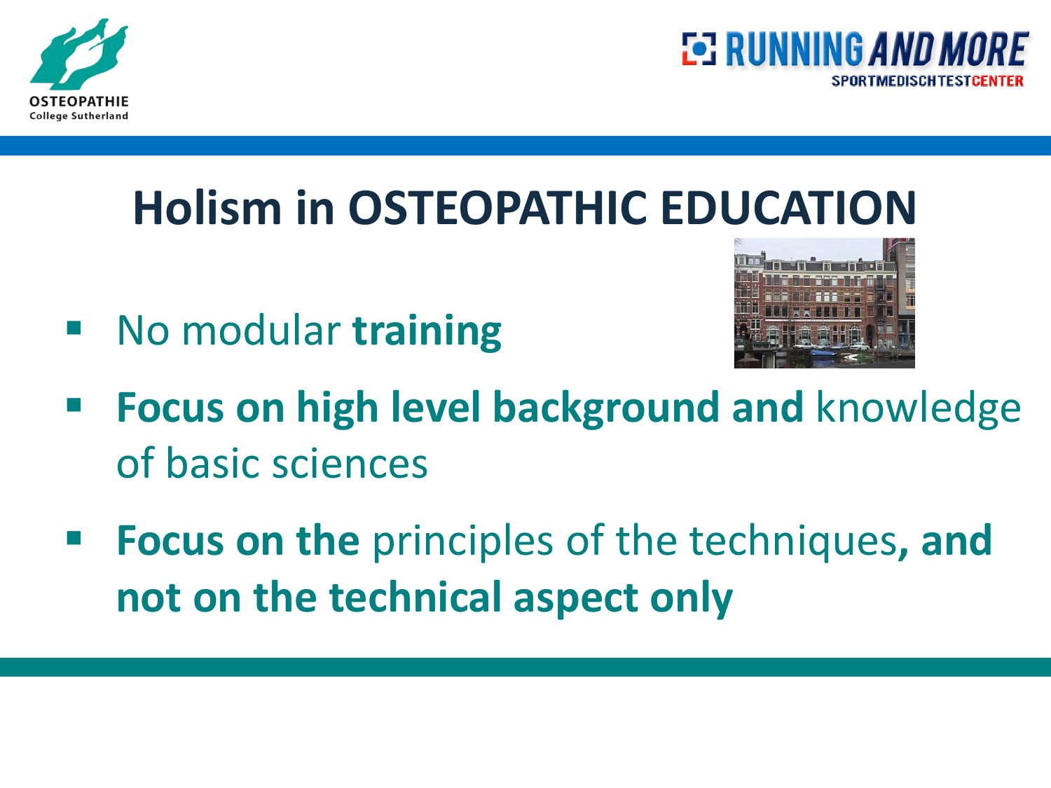# Holism in OSTEOPATHIC EDUCATION

- No modular **training**
- **Focus on high level background and** knowledge of basic sciences
- **Focus on the** principles of the techniques**, and not on the technical aspect only**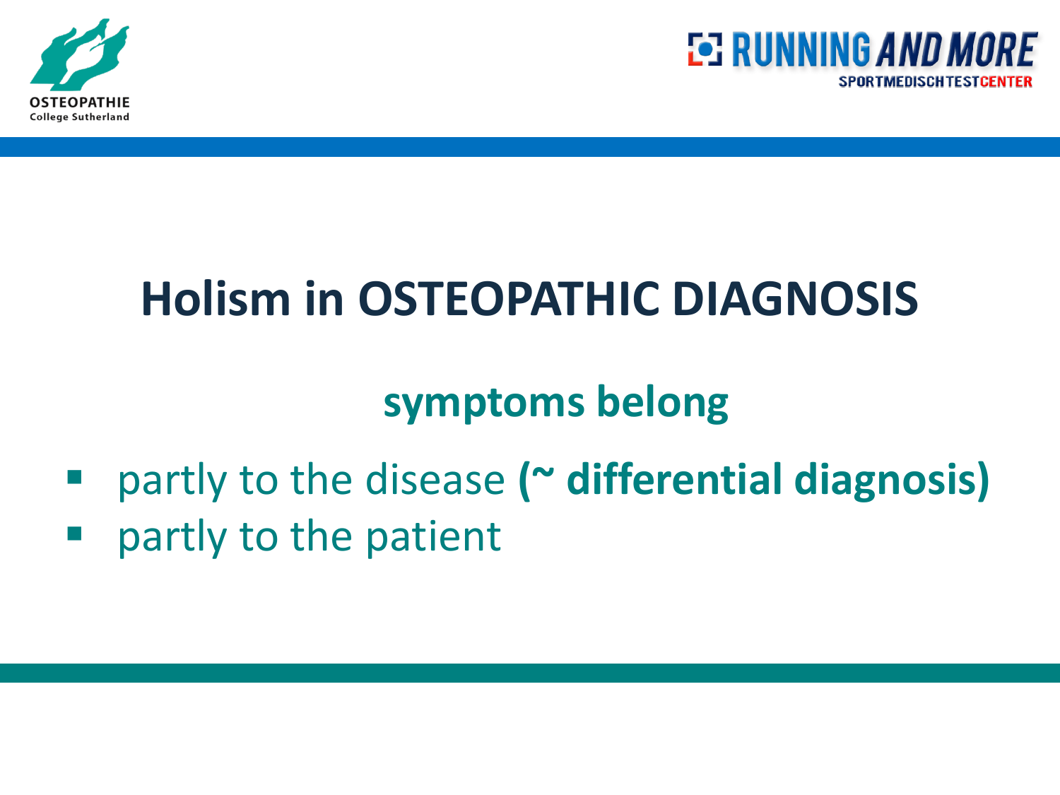# Holism in OSTEOPATHIC DIAGNOSIS

## symptoms belong

- partly to the disease **(~ differential diagnosis)**
- partly to the patient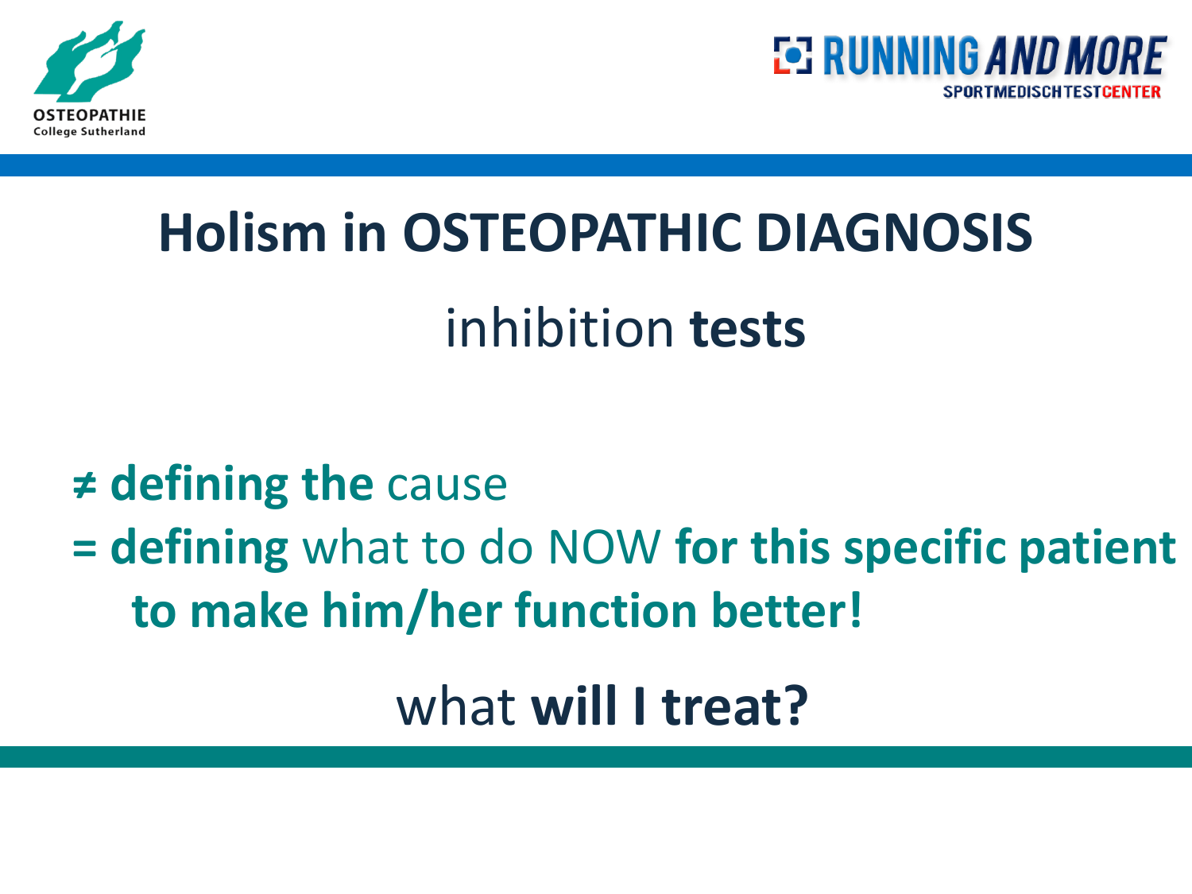# Holism in OSTEOPATHIC DIAGNOSIS

## inhibition **tests**

≠ **defining the** cause
= **defining** what to do NOW **for this specific patient to make him/her function better!**

what **will I treat?**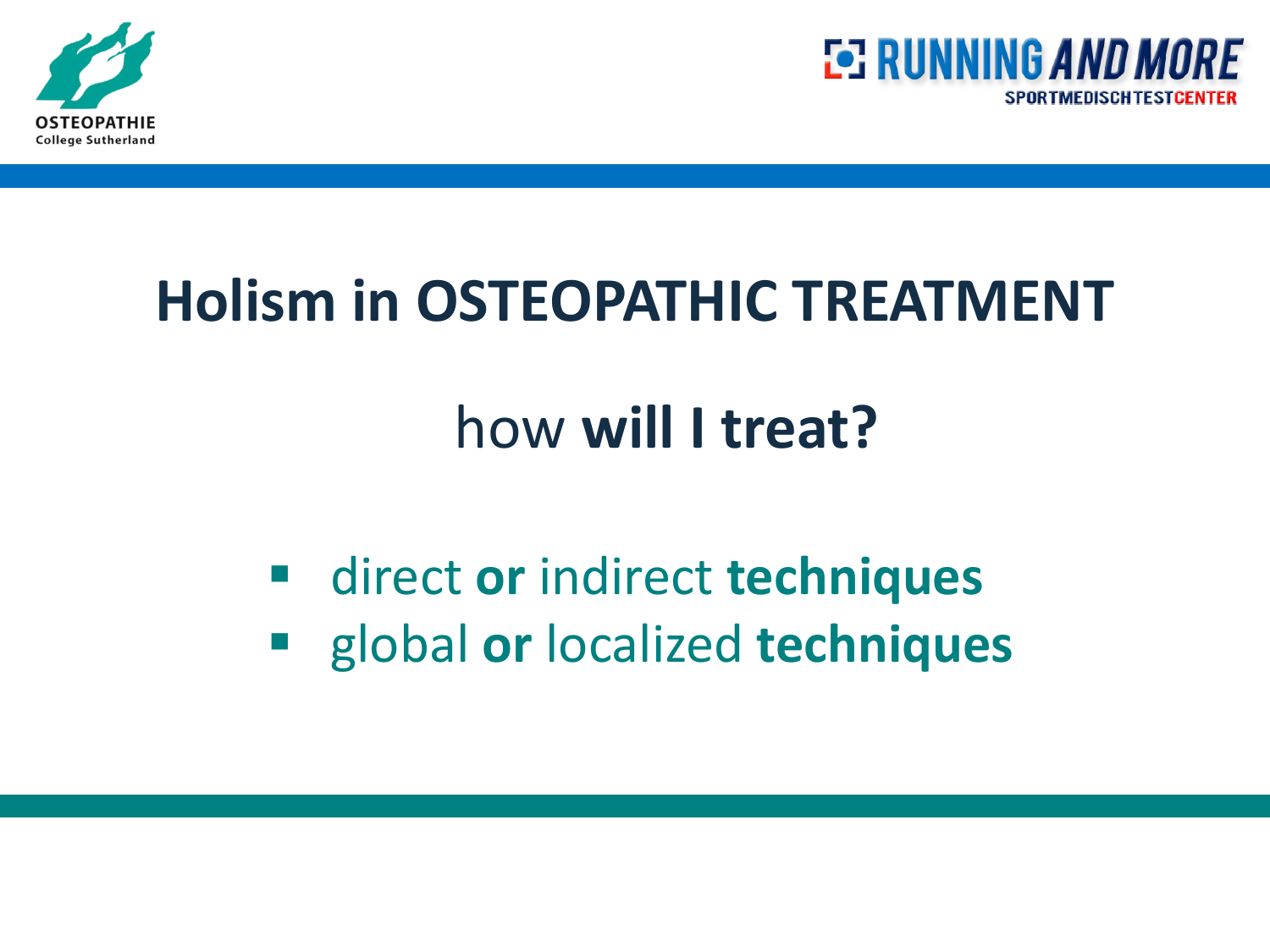# Holism in OSTEOPATHIC TREATMENT

## how **will I treat?**

- direct **or** indirect **techniques**
- global **or** localized **techniques**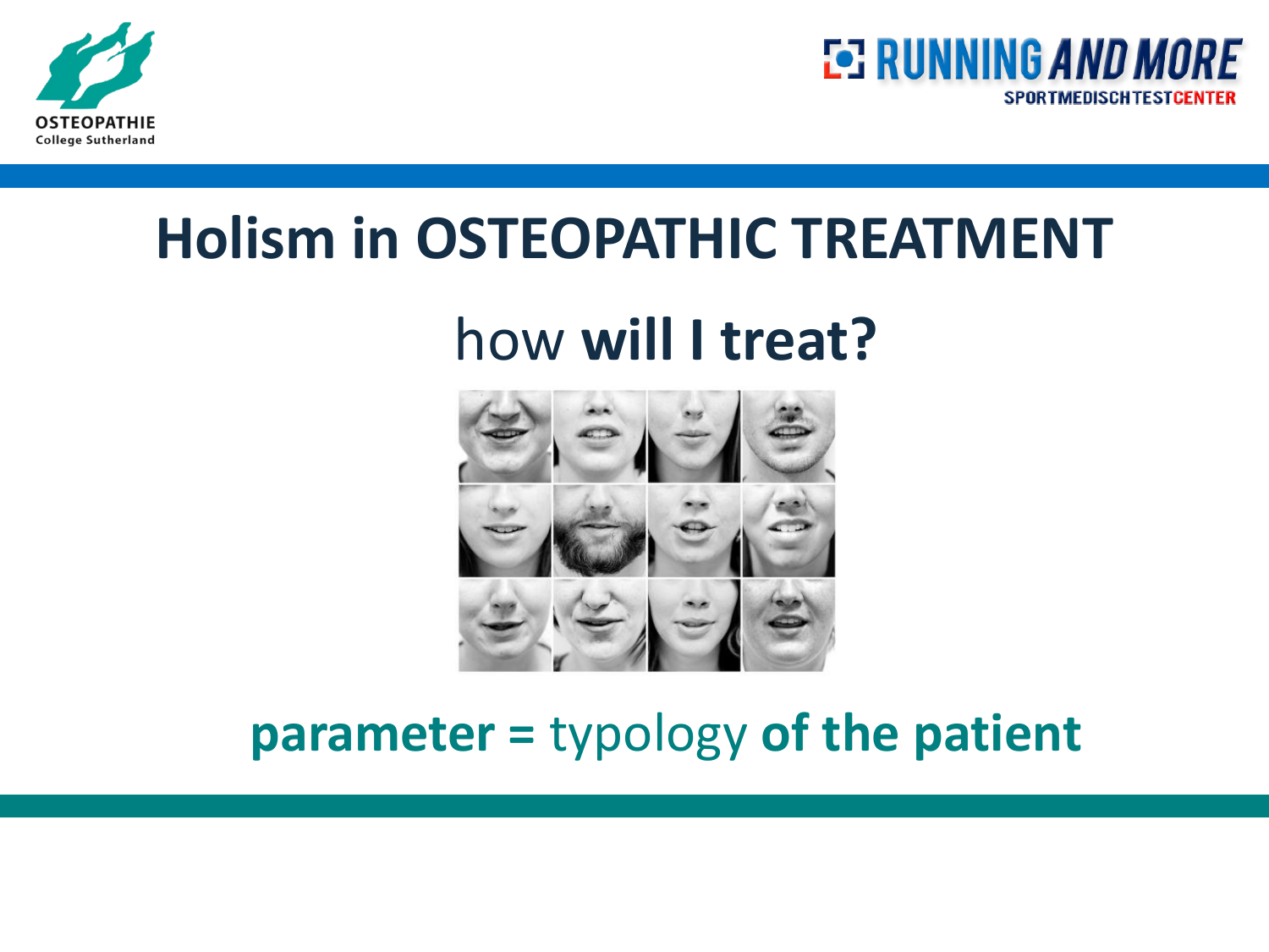# Holism in OSTEOPATHIC TREATMENT

## how **will I treat?**

**parameter =** typology **of the patient**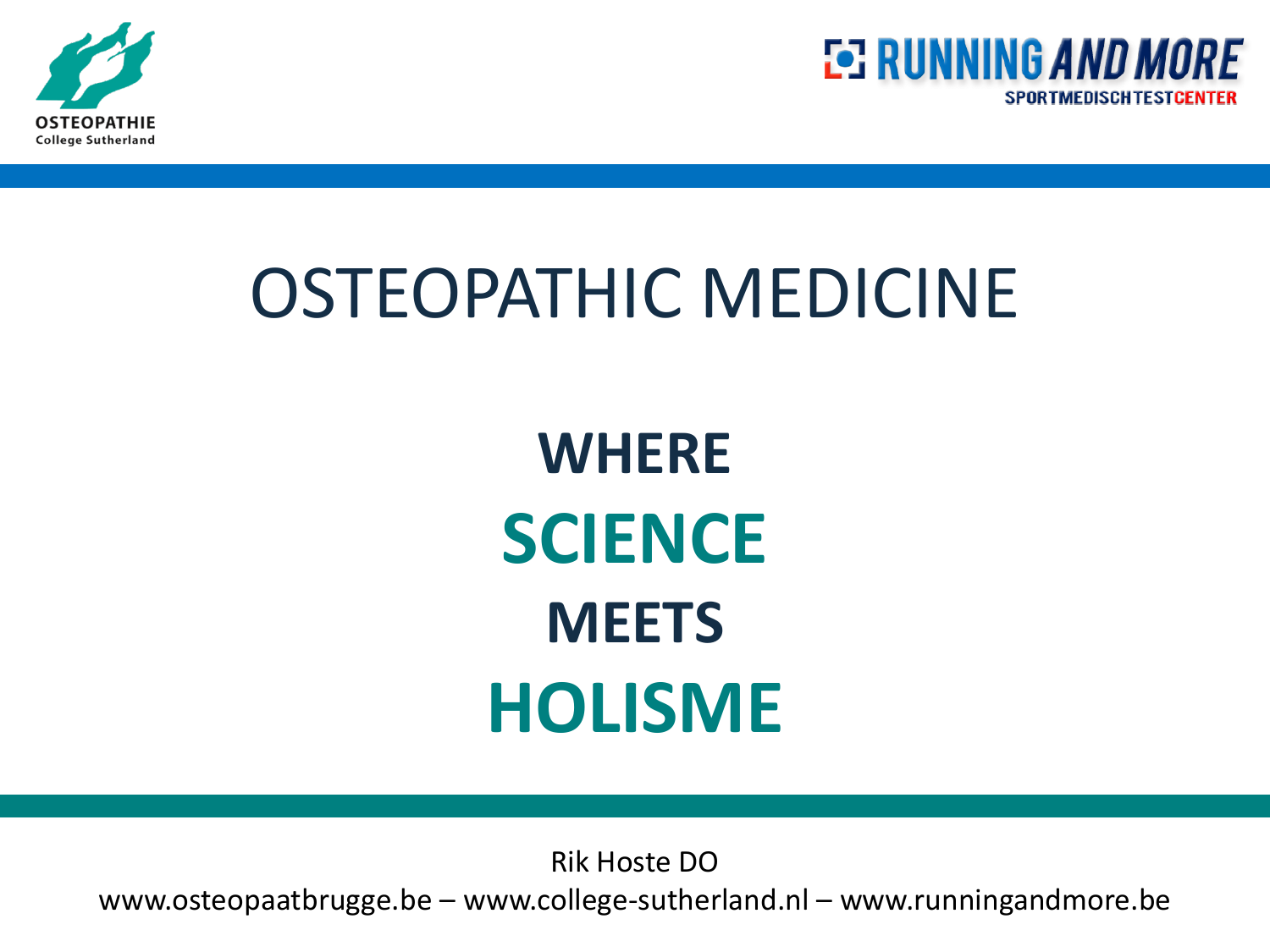OSTEOPATHIE
College Sutherland

RUNNING AND MORE
SPORTMEDISCHTESTCENTER

# OSTEOPATHIC MEDICINE

**WHERE**
**SCIENCE**
**MEETS**
**HOLISME**

Rik Hoste DO
www.osteopaatbrugge.be – www.college-sutherland.nl – www.runningandmore.be